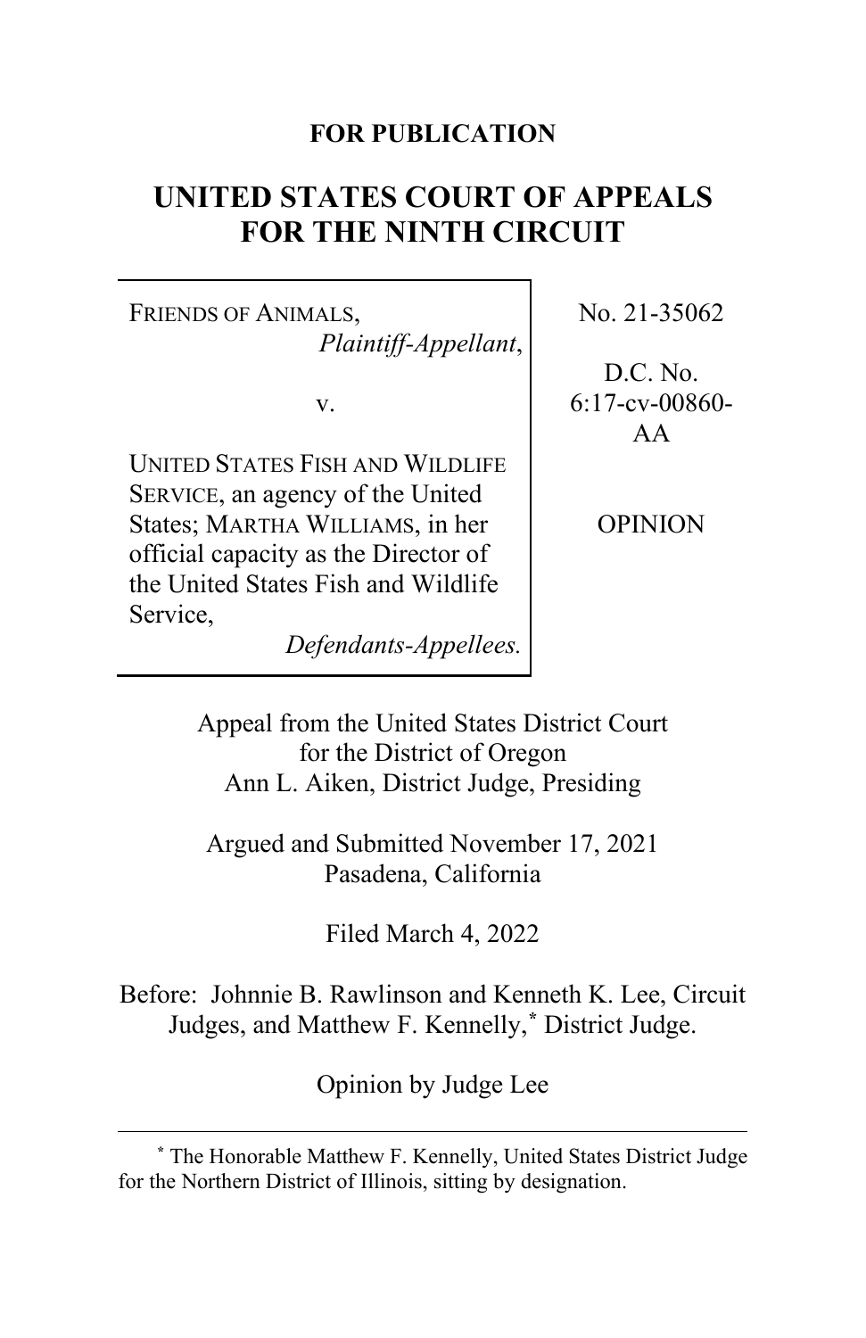**FOR PUBLICATION**

# UNITED STATES COURT OF APPEALS FOR THE NINTH CIRCUIT

| | |
|---|---|
| FRIENDS OF ANIMALS, *Plaintiff-Appellant*, v. UNITED STATES FISH AND WILDLIFE SERVICE, an agency of the United States; MARTHA WILLIAMS, in her official capacity as the Director of the United States Fish and Wildlife Service, *Defendants-Appellees.* | No. 21-35062 D.C. No. 6:17-cv-00860-AA OPINION |

Appeal from the United States District Court for the District of Oregon
Ann L. Aiken, District Judge, Presiding

Argued and Submitted November 17, 2021
Pasadena, California

Filed March 4, 2022

Before: Johnnie B. Rawlinson and Kenneth K. Lee, Circuit Judges, and Matthew F. Kennelly,* District Judge.

Opinion by Judge Lee

---

* The Honorable Matthew F. Kennelly, United States District Judge for the Northern District of Illinois, sitting by designation.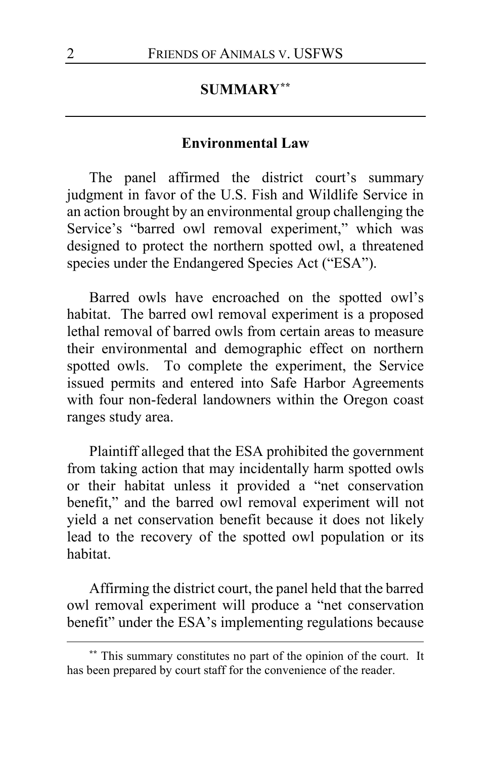## SUMMARY[**]

### Environmental Law

The panel affirmed the district court's summary judgment in favor of the U.S. Fish and Wildlife Service in an action brought by an environmental group challenging the Service's "barred owl removal experiment," which was designed to protect the northern spotted owl, a threatened species under the Endangered Species Act ("ESA").

Barred owls have encroached on the spotted owl's habitat. The barred owl removal experiment is a proposed lethal removal of barred owls from certain areas to measure their environmental and demographic effect on northern spotted owls. To complete the experiment, the Service issued permits and entered into Safe Harbor Agreements with four non-federal landowners within the Oregon coast ranges study area.

Plaintiff alleged that the ESA prohibited the government from taking action that may incidentally harm spotted owls or their habitat unless it provided a "net conservation benefit," and the barred owl removal experiment will not yield a net conservation benefit because it does not likely lead to the recovery of the spotted owl population or its habitat.

Affirming the district court, the panel held that the barred owl removal experiment will produce a "net conservation benefit" under the ESA's implementing regulations because

[**] This summary constitutes no part of the opinion of the court. It has been prepared by court staff for the convenience of the reader.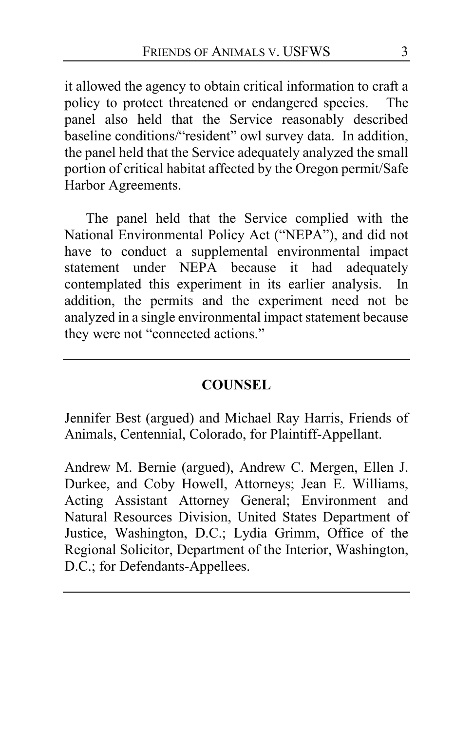it allowed the agency to obtain critical information to craft a policy to protect threatened or endangered species. The panel also held that the Service reasonably described baseline conditions/"resident" owl survey data. In addition, the panel held that the Service adequately analyzed the small portion of critical habitat affected by the Oregon permit/Safe Harbor Agreements.

The panel held that the Service complied with the National Environmental Policy Act ("NEPA"), and did not have to conduct a supplemental environmental impact statement under NEPA because it had adequately contemplated this experiment in its earlier analysis. In addition, the permits and the experiment need not be analyzed in a single environmental impact statement because they were not "connected actions."

---

## COUNSEL

Jennifer Best (argued) and Michael Ray Harris, Friends of Animals, Centennial, Colorado, for Plaintiff-Appellant.

Andrew M. Bernie (argued), Andrew C. Mergen, Ellen J. Durkee, and Coby Howell, Attorneys; Jean E. Williams, Acting Assistant Attorney General; Environment and Natural Resources Division, United States Department of Justice, Washington, D.C.; Lydia Grimm, Office of the Regional Solicitor, Department of the Interior, Washington, D.C.; for Defendants-Appellees.

---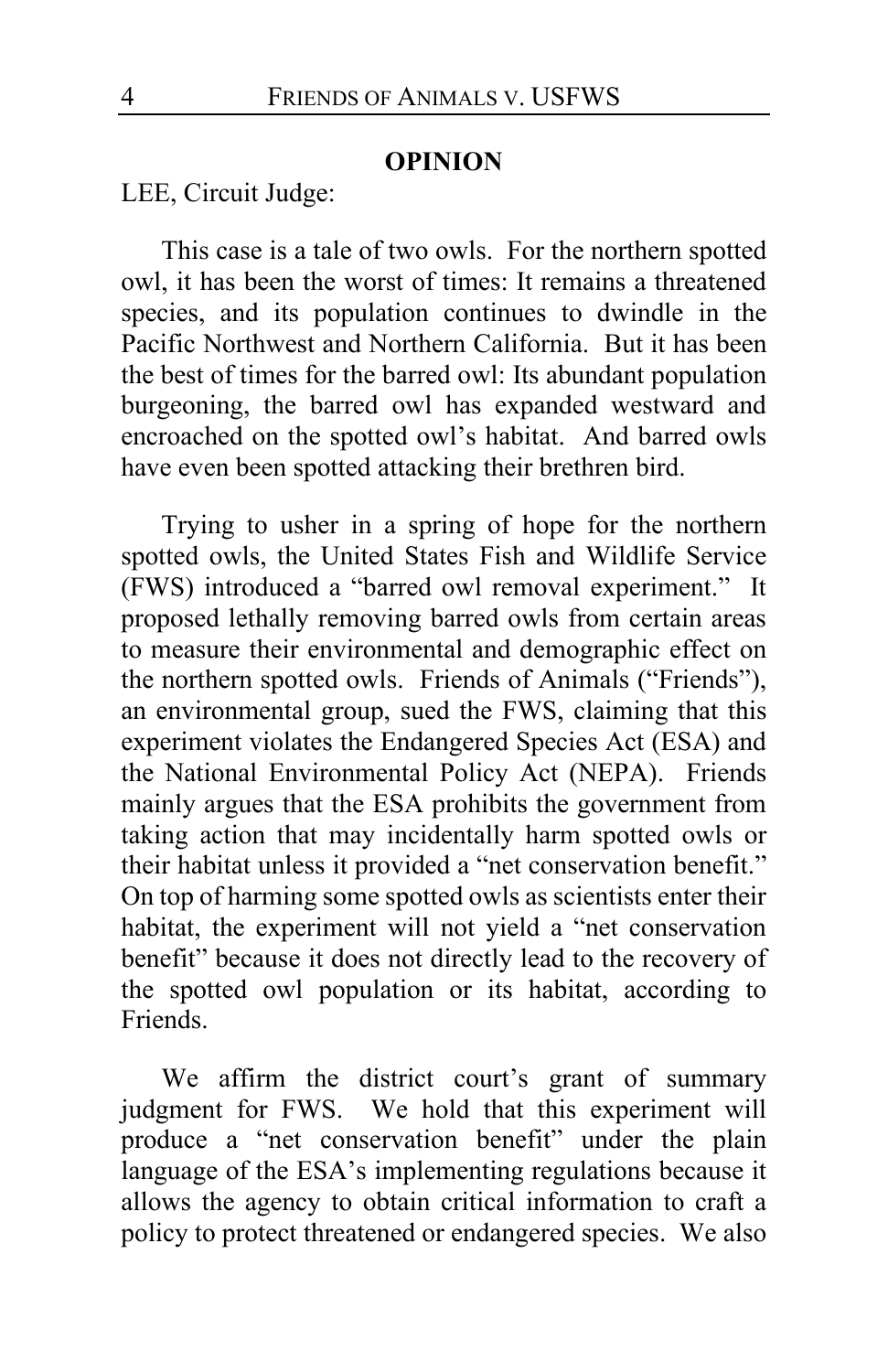## OPINION

LEE, Circuit Judge:

This case is a tale of two owls. For the northern spotted owl, it has been the worst of times: It remains a threatened species, and its population continues to dwindle in the Pacific Northwest and Northern California. But it has been the best of times for the barred owl: Its abundant population burgeoning, the barred owl has expanded westward and encroached on the spotted owl's habitat. And barred owls have even been spotted attacking their brethren bird.

Trying to usher in a spring of hope for the northern spotted owls, the United States Fish and Wildlife Service (FWS) introduced a "barred owl removal experiment." It proposed lethally removing barred owls from certain areas to measure their environmental and demographic effect on the northern spotted owls. Friends of Animals ("Friends"), an environmental group, sued the FWS, claiming that this experiment violates the Endangered Species Act (ESA) and the National Environmental Policy Act (NEPA). Friends mainly argues that the ESA prohibits the government from taking action that may incidentally harm spotted owls or their habitat unless it provided a "net conservation benefit." On top of harming some spotted owls as scientists enter their habitat, the experiment will not yield a "net conservation benefit" because it does not directly lead to the recovery of the spotted owl population or its habitat, according to Friends.

We affirm the district court's grant of summary judgment for FWS. We hold that this experiment will produce a "net conservation benefit" under the plain language of the ESA's implementing regulations because it allows the agency to obtain critical information to craft a policy to protect threatened or endangered species. We also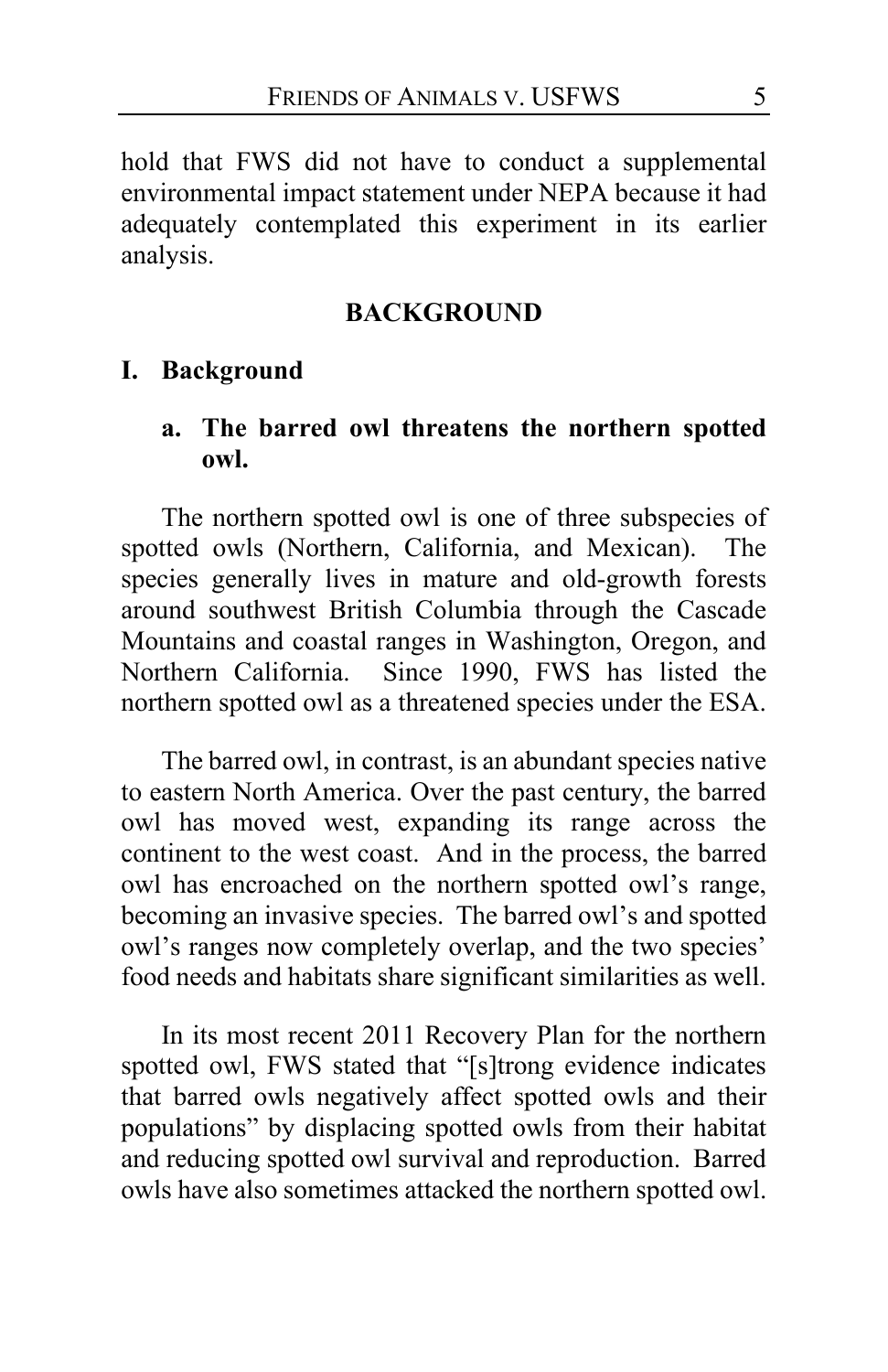hold that FWS did not have to conduct a supplemental environmental impact statement under NEPA because it had adequately contemplated this experiment in its earlier analysis.

## BACKGROUND

### I. Background

#### a. The barred owl threatens the northern spotted owl.

The northern spotted owl is one of three subspecies of spotted owls (Northern, California, and Mexican). The species generally lives in mature and old-growth forests around southwest British Columbia through the Cascade Mountains and coastal ranges in Washington, Oregon, and Northern California. Since 1990, FWS has listed the northern spotted owl as a threatened species under the ESA.

The barred owl, in contrast, is an abundant species native to eastern North America. Over the past century, the barred owl has moved west, expanding its range across the continent to the west coast. And in the process, the barred owl has encroached on the northern spotted owl's range, becoming an invasive species. The barred owl's and spotted owl's ranges now completely overlap, and the two species' food needs and habitats share significant similarities as well.

In its most recent 2011 Recovery Plan for the northern spotted owl, FWS stated that "[s]trong evidence indicates that barred owls negatively affect spotted owls and their populations" by displacing spotted owls from their habitat and reducing spotted owl survival and reproduction. Barred owls have also sometimes attacked the northern spotted owl.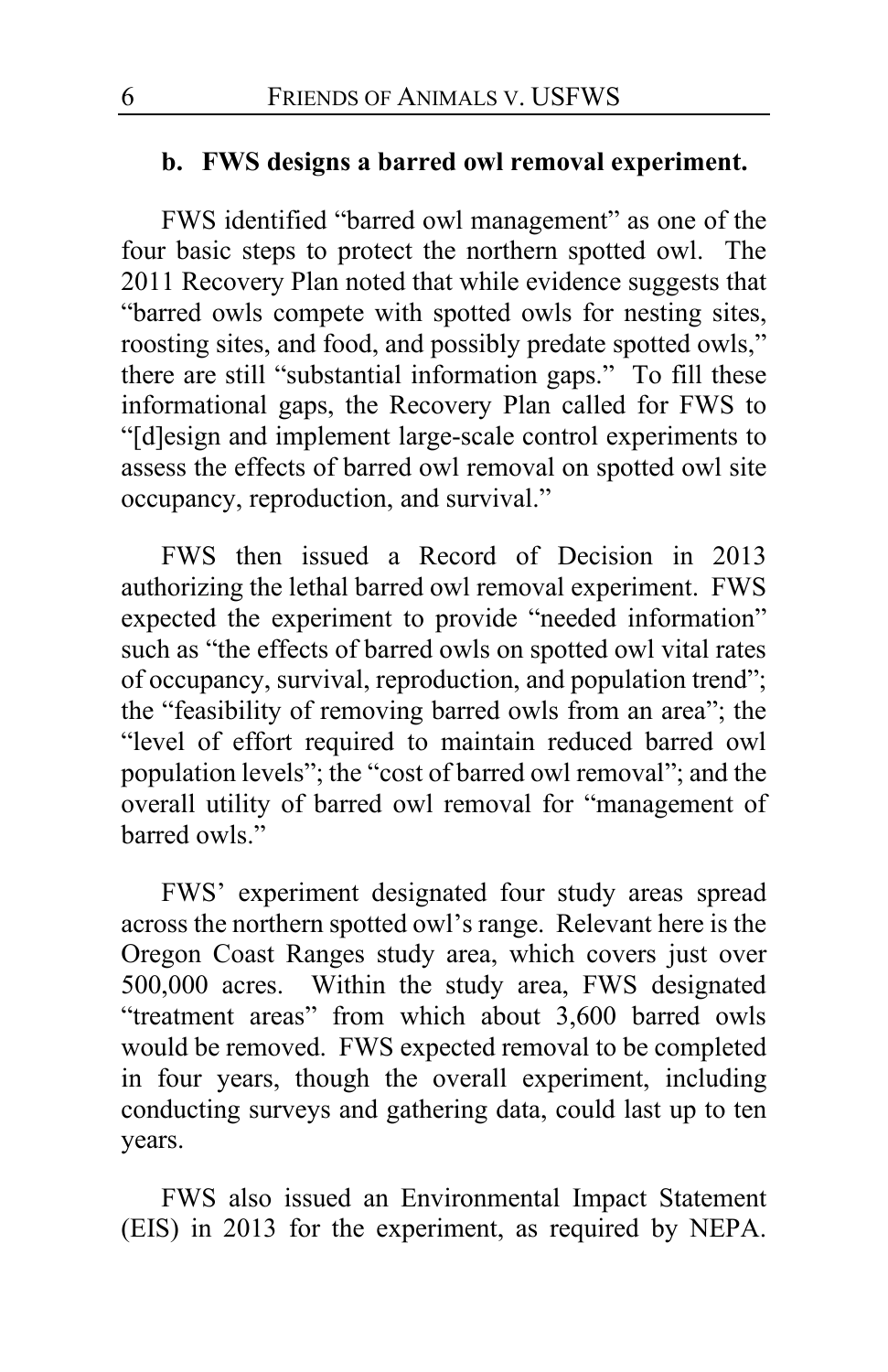### b. FWS designs a barred owl removal experiment.

FWS identified "barred owl management" as one of the four basic steps to protect the northern spotted owl. The 2011 Recovery Plan noted that while evidence suggests that "barred owls compete with spotted owls for nesting sites, roosting sites, and food, and possibly predate spotted owls," there are still "substantial information gaps." To fill these informational gaps, the Recovery Plan called for FWS to "[d]esign and implement large-scale control experiments to assess the effects of barred owl removal on spotted owl site occupancy, reproduction, and survival."

FWS then issued a Record of Decision in 2013 authorizing the lethal barred owl removal experiment. FWS expected the experiment to provide "needed information" such as "the effects of barred owls on spotted owl vital rates of occupancy, survival, reproduction, and population trend"; the "feasibility of removing barred owls from an area"; the "level of effort required to maintain reduced barred owl population levels"; the "cost of barred owl removal"; and the overall utility of barred owl removal for "management of barred owls."

FWS' experiment designated four study areas spread across the northern spotted owl's range. Relevant here is the Oregon Coast Ranges study area, which covers just over 500,000 acres. Within the study area, FWS designated "treatment areas" from which about 3,600 barred owls would be removed. FWS expected removal to be completed in four years, though the overall experiment, including conducting surveys and gathering data, could last up to ten years.

FWS also issued an Environmental Impact Statement (EIS) in 2013 for the experiment, as required by NEPA.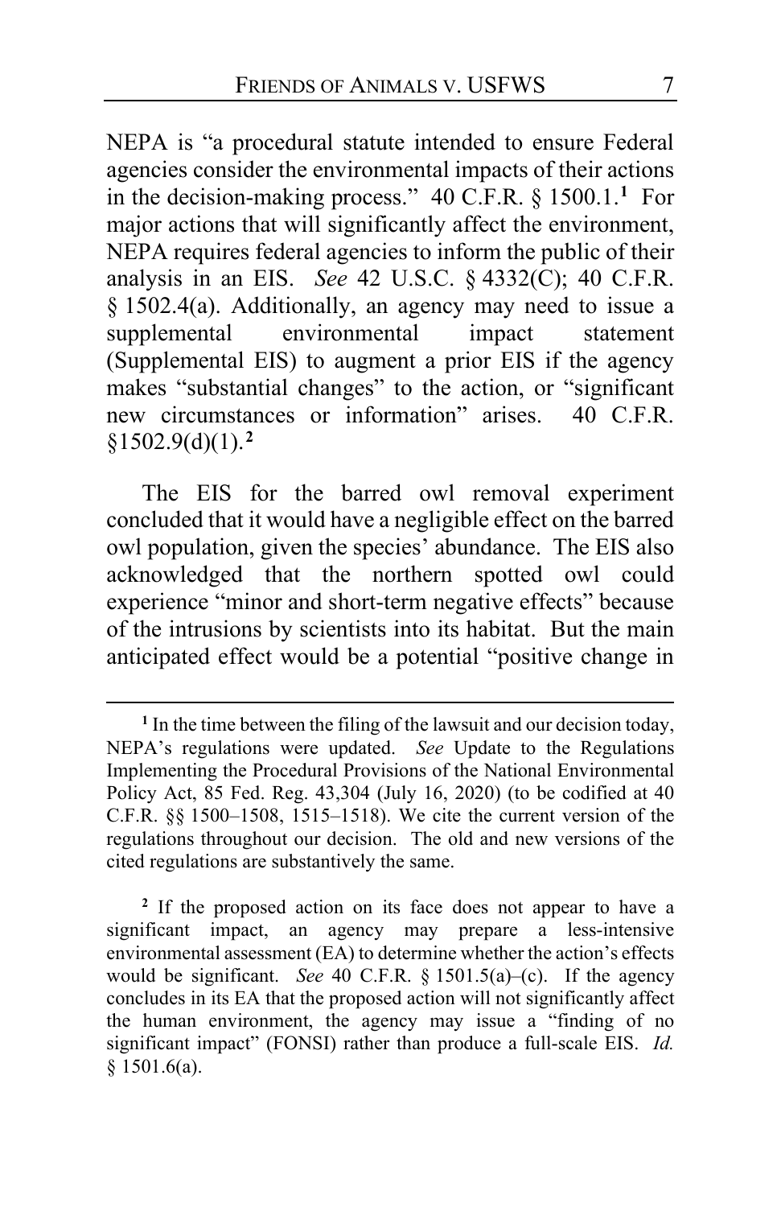NEPA is "a procedural statute intended to ensure Federal agencies consider the environmental impacts of their actions in the decision-making process." 40 C.F.R. § 1500.1.[1] For major actions that will significantly affect the environment, NEPA requires federal agencies to inform the public of their analysis in an EIS. *See* 42 U.S.C. § 4332(C); 40 C.F.R. § 1502.4(a). Additionally, an agency may need to issue a supplemental environmental impact statement (Supplemental EIS) to augment a prior EIS if the agency makes "substantial changes" to the action, or "significant new circumstances or information" arises. 40 C.F.R. §1502.9(d)(1).[2]

The EIS for the barred owl removal experiment concluded that it would have a negligible effect on the barred owl population, given the species' abundance. The EIS also acknowledged that the northern spotted owl could experience "minor and short-term negative effects" because of the intrusions by scientists into its habitat. But the main anticipated effect would be a potential "positive change in

---

[1] In the time between the filing of the lawsuit and our decision today, NEPA's regulations were updated. *See* Update to the Regulations Implementing the Procedural Provisions of the National Environmental Policy Act, 85 Fed. Reg. 43,304 (July 16, 2020) (to be codified at 40 C.F.R. §§ 1500–1508, 1515–1518). We cite the current version of the regulations throughout our decision. The old and new versions of the cited regulations are substantively the same.

[2] If the proposed action on its face does not appear to have a significant impact, an agency may prepare a less-intensive environmental assessment (EA) to determine whether the action's effects would be significant. *See* 40 C.F.R. § 1501.5(a)–(c). If the agency concludes in its EA that the proposed action will not significantly affect the human environment, the agency may issue a "finding of no significant impact" (FONSI) rather than produce a full-scale EIS. *Id.* § 1501.6(a).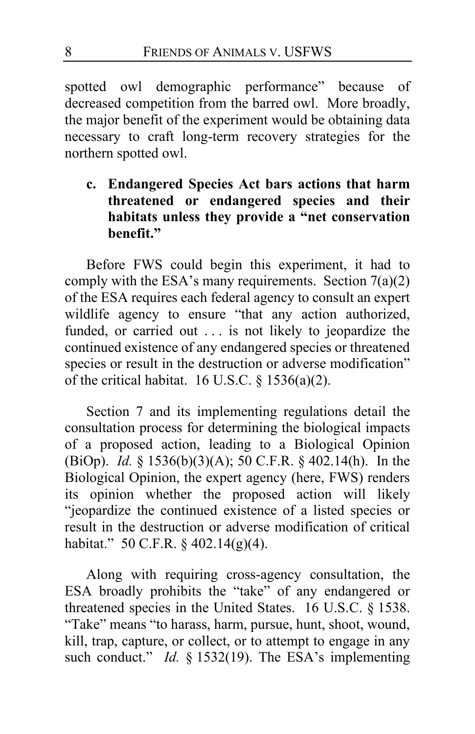spotted owl demographic performance" because of decreased competition from the barred owl. More broadly, the major benefit of the experiment would be obtaining data necessary to craft long-term recovery strategies for the northern spotted owl.

### c. Endangered Species Act bars actions that harm threatened or endangered species and their habitats unless they provide a "net conservation benefit."

Before FWS could begin this experiment, it had to comply with the ESA's many requirements. Section 7(a)(2) of the ESA requires each federal agency to consult an expert wildlife agency to ensure "that any action authorized, funded, or carried out . . . is not likely to jeopardize the continued existence of any endangered species or threatened species or result in the destruction or adverse modification" of the critical habitat. 16 U.S.C. § 1536(a)(2).

Section 7 and its implementing regulations detail the consultation process for determining the biological impacts of a proposed action, leading to a Biological Opinion (BiOp). *Id.* § 1536(b)(3)(A); 50 C.F.R. § 402.14(h). In the Biological Opinion, the expert agency (here, FWS) renders its opinion whether the proposed action will likely "jeopardize the continued existence of a listed species or result in the destruction or adverse modification of critical habitat." 50 C.F.R. § 402.14(g)(4).

Along with requiring cross-agency consultation, the ESA broadly prohibits the "take" of any endangered or threatened species in the United States. 16 U.S.C. § 1538. "Take" means "to harass, harm, pursue, hunt, shoot, wound, kill, trap, capture, or collect, or to attempt to engage in any such conduct." *Id.* § 1532(19). The ESA's implementing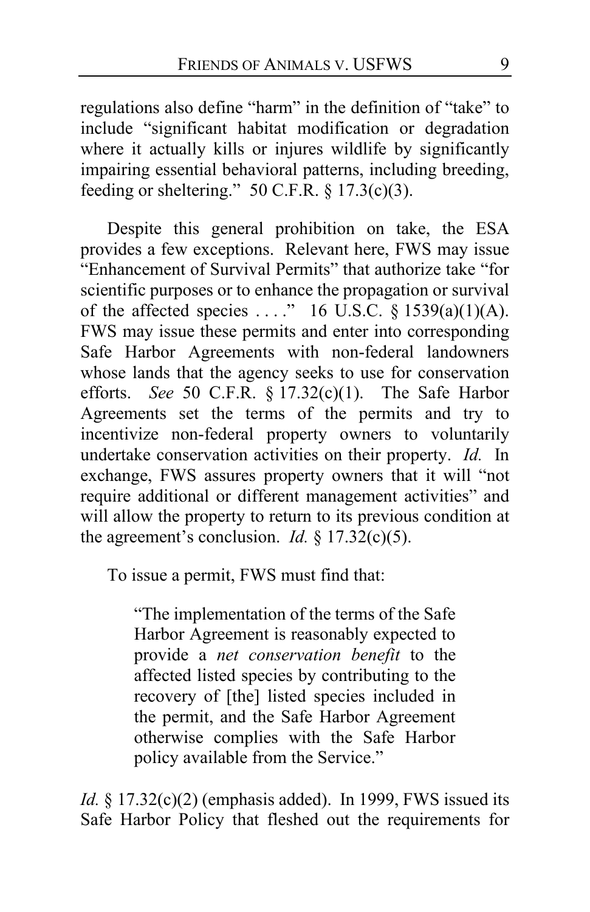regulations also define "harm" in the definition of "take" to include "significant habitat modification or degradation where it actually kills or injures wildlife by significantly impairing essential behavioral patterns, including breeding, feeding or sheltering." 50 C.F.R. § 17.3(c)(3).

Despite this general prohibition on take, the ESA provides a few exceptions. Relevant here, FWS may issue "Enhancement of Survival Permits" that authorize take "for scientific purposes or to enhance the propagation or survival of the affected species . . . ." 16 U.S.C. § 1539(a)(1)(A). FWS may issue these permits and enter into corresponding Safe Harbor Agreements with non-federal landowners whose lands that the agency seeks to use for conservation efforts. *See* 50 C.F.R. § 17.32(c)(1). The Safe Harbor Agreements set the terms of the permits and try to incentivize non-federal property owners to voluntarily undertake conservation activities on their property. *Id.* In exchange, FWS assures property owners that it will "not require additional or different management activities" and will allow the property to return to its previous condition at the agreement's conclusion. *Id.* § 17.32(c)(5).

To issue a permit, FWS must find that:

> "The implementation of the terms of the Safe Harbor Agreement is reasonably expected to provide a *net conservation benefit* to the affected listed species by contributing to the recovery of [the] listed species included in the permit, and the Safe Harbor Agreement otherwise complies with the Safe Harbor policy available from the Service."

*Id.* § 17.32(c)(2) (emphasis added). In 1999, FWS issued its Safe Harbor Policy that fleshed out the requirements for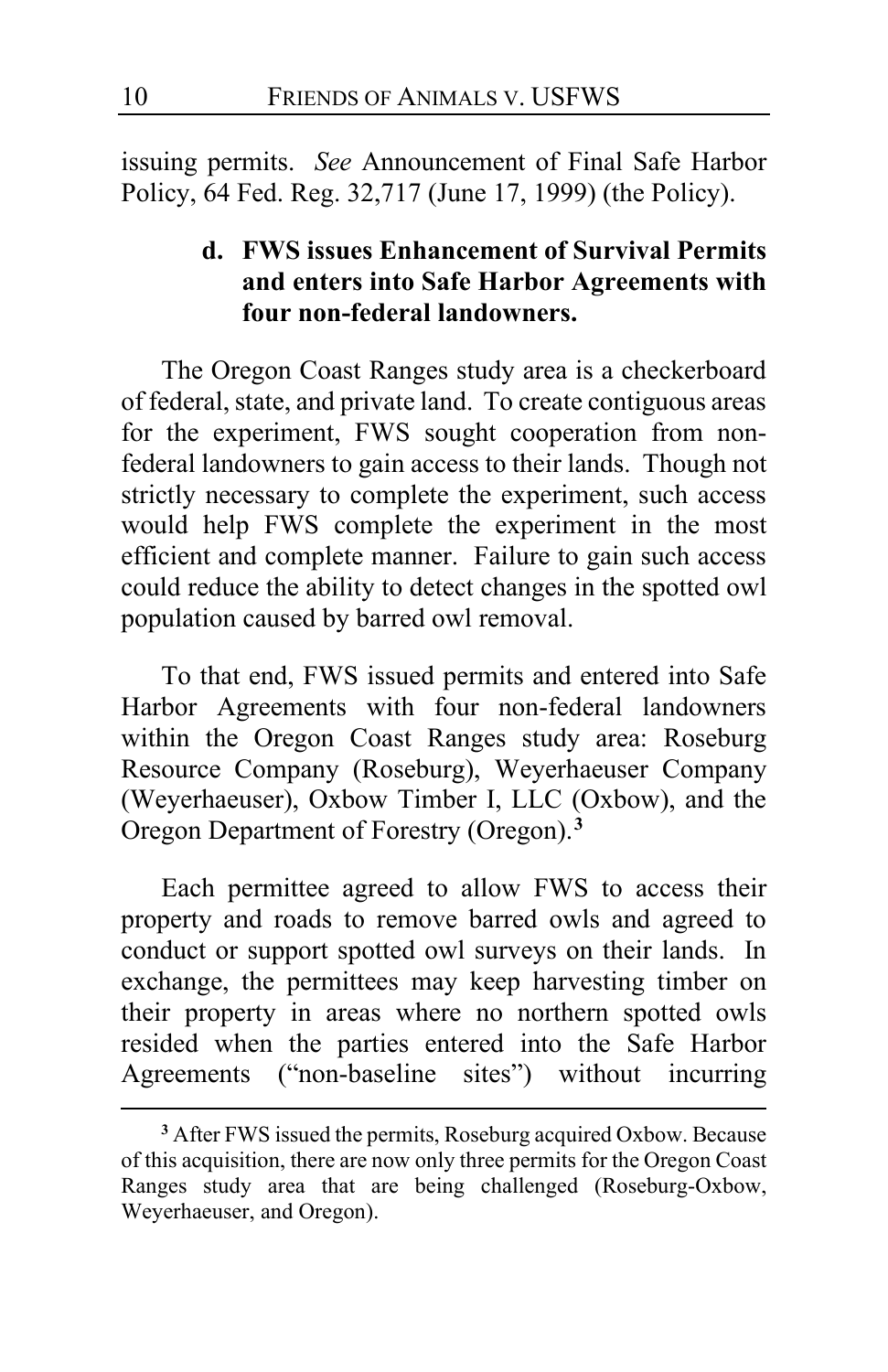issuing permits. *See* Announcement of Final Safe Harbor Policy, 64 Fed. Reg. 32,717 (June 17, 1999) (the Policy).

#### d. FWS issues Enhancement of Survival Permits and enters into Safe Harbor Agreements with four non-federal landowners.

The Oregon Coast Ranges study area is a checkerboard of federal, state, and private land. To create contiguous areas for the experiment, FWS sought cooperation from non-federal landowners to gain access to their lands. Though not strictly necessary to complete the experiment, such access would help FWS complete the experiment in the most efficient and complete manner. Failure to gain such access could reduce the ability to detect changes in the spotted owl population caused by barred owl removal.

To that end, FWS issued permits and entered into Safe Harbor Agreements with four non-federal landowners within the Oregon Coast Ranges study area: Roseburg Resource Company (Roseburg), Weyerhaeuser Company (Weyerhaeuser), Oxbow Timber I, LLC (Oxbow), and the Oregon Department of Forestry (Oregon).[3]

Each permittee agreed to allow FWS to access their property and roads to remove barred owls and agreed to conduct or support spotted owl surveys on their lands. In exchange, the permittees may keep harvesting timber on their property in areas where no northern spotted owls resided when the parties entered into the Safe Harbor Agreements ("non-baseline sites") without incurring

[3] After FWS issued the permits, Roseburg acquired Oxbow. Because of this acquisition, there are now only three permits for the Oregon Coast Ranges study area that are being challenged (Roseburg-Oxbow, Weyerhaeuser, and Oregon).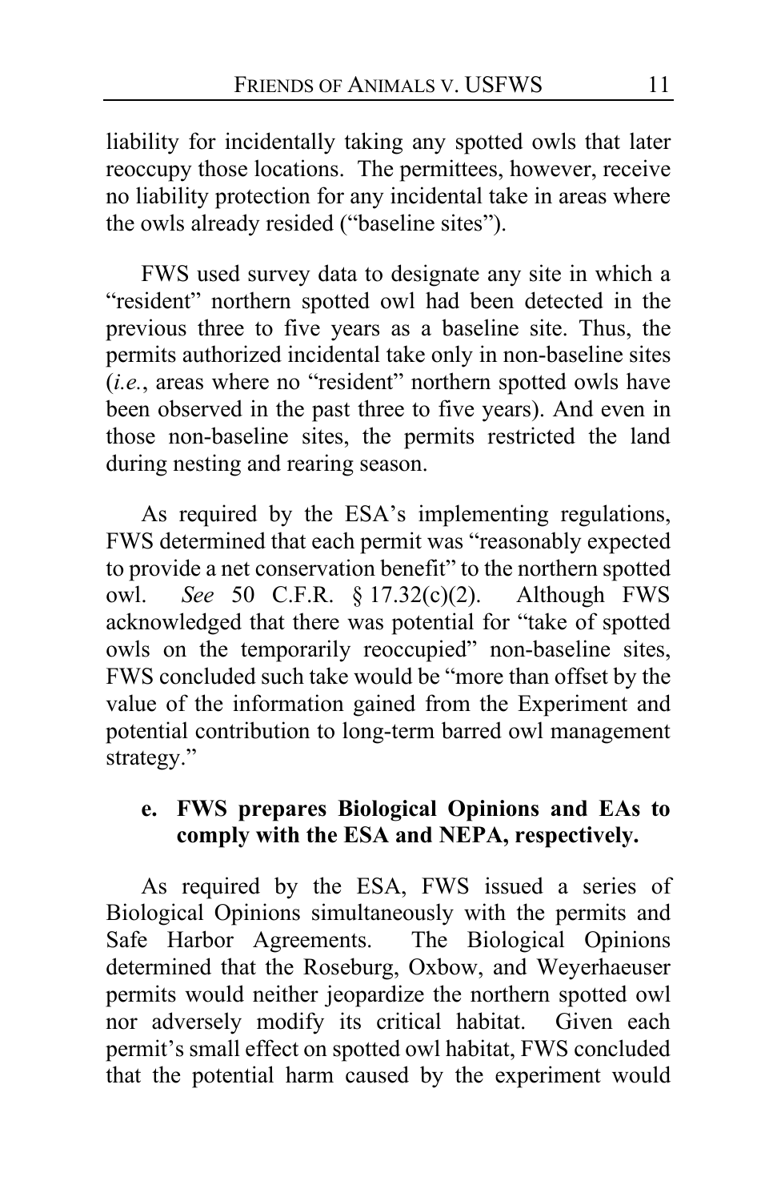liability for incidentally taking any spotted owls that later reoccupy those locations. The permittees, however, receive no liability protection for any incidental take in areas where the owls already resided ("baseline sites").

FWS used survey data to designate any site in which a "resident" northern spotted owl had been detected in the previous three to five years as a baseline site. Thus, the permits authorized incidental take only in non-baseline sites (*i.e.*, areas where no "resident" northern spotted owls have been observed in the past three to five years). And even in those non-baseline sites, the permits restricted the land during nesting and rearing season.

As required by the ESA's implementing regulations, FWS determined that each permit was "reasonably expected to provide a net conservation benefit" to the northern spotted owl. *See* 50 C.F.R. § 17.32(c)(2). Although FWS acknowledged that there was potential for "take of spotted owls on the temporarily reoccupied" non-baseline sites, FWS concluded such take would be "more than offset by the value of the information gained from the Experiment and potential contribution to long-term barred owl management strategy."

**e. FWS prepares Biological Opinions and EAs to comply with the ESA and NEPA, respectively.**

As required by the ESA, FWS issued a series of Biological Opinions simultaneously with the permits and Safe Harbor Agreements. The Biological Opinions determined that the Roseburg, Oxbow, and Weyerhaeuser permits would neither jeopardize the northern spotted owl nor adversely modify its critical habitat. Given each permit's small effect on spotted owl habitat, FWS concluded that the potential harm caused by the experiment would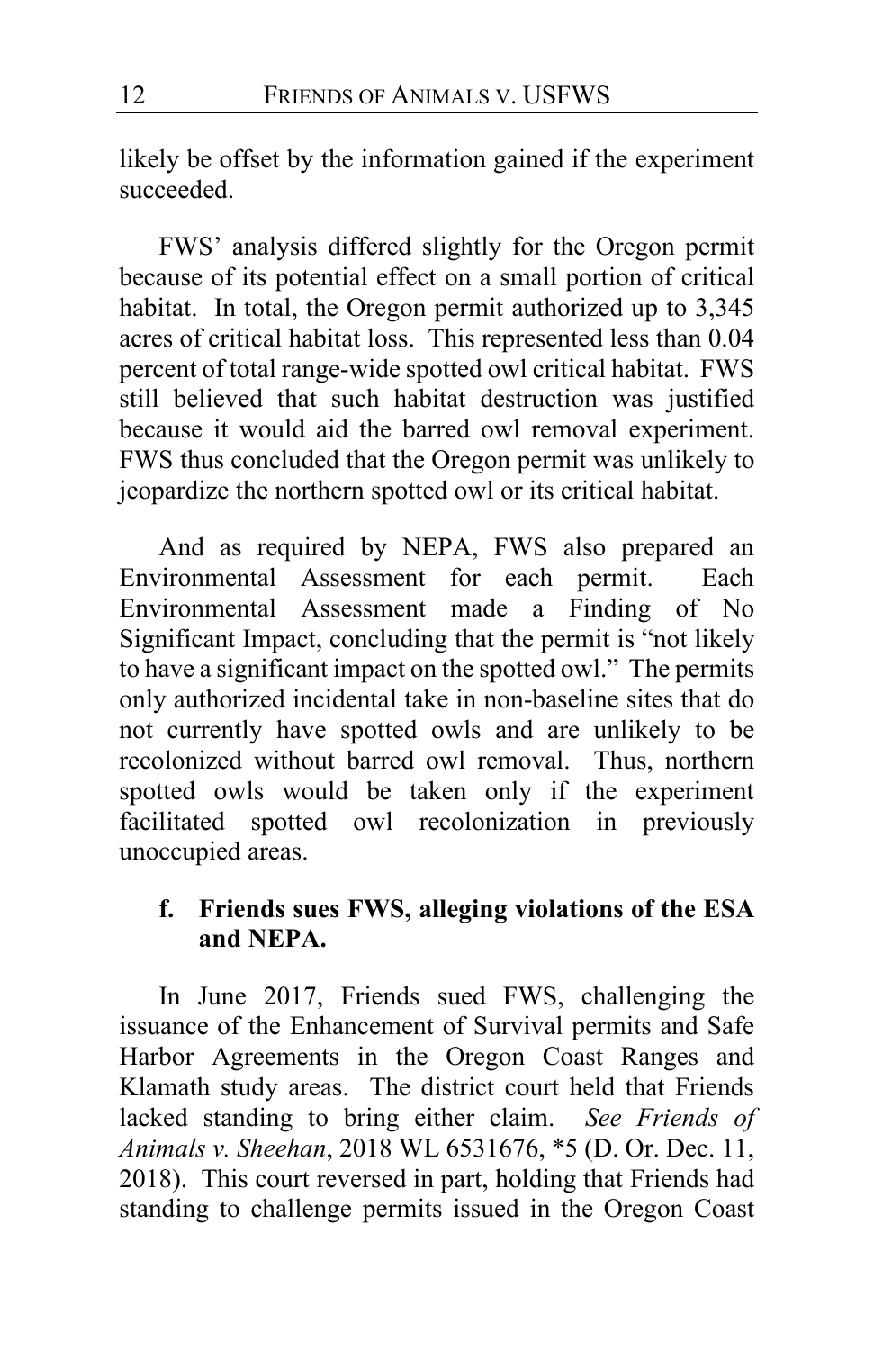likely be offset by the information gained if the experiment succeeded.

FWS' analysis differed slightly for the Oregon permit because of its potential effect on a small portion of critical habitat. In total, the Oregon permit authorized up to 3,345 acres of critical habitat loss. This represented less than 0.04 percent of total range-wide spotted owl critical habitat. FWS still believed that such habitat destruction was justified because it would aid the barred owl removal experiment. FWS thus concluded that the Oregon permit was unlikely to jeopardize the northern spotted owl or its critical habitat.

And as required by NEPA, FWS also prepared an Environmental Assessment for each permit. Each Environmental Assessment made a Finding of No Significant Impact, concluding that the permit is "not likely to have a significant impact on the spotted owl." The permits only authorized incidental take in non-baseline sites that do not currently have spotted owls and are unlikely to be recolonized without barred owl removal. Thus, northern spotted owls would be taken only if the experiment facilitated spotted owl recolonization in previously unoccupied areas.

### f. Friends sues FWS, alleging violations of the ESA and NEPA.

In June 2017, Friends sued FWS, challenging the issuance of the Enhancement of Survival permits and Safe Harbor Agreements in the Oregon Coast Ranges and Klamath study areas. The district court held that Friends lacked standing to bring either claim. *See Friends of Animals v. Sheehan*, 2018 WL 6531676, *5 (D. Or. Dec. 11, 2018). This court reversed in part, holding that Friends had standing to challenge permits issued in the Oregon Coast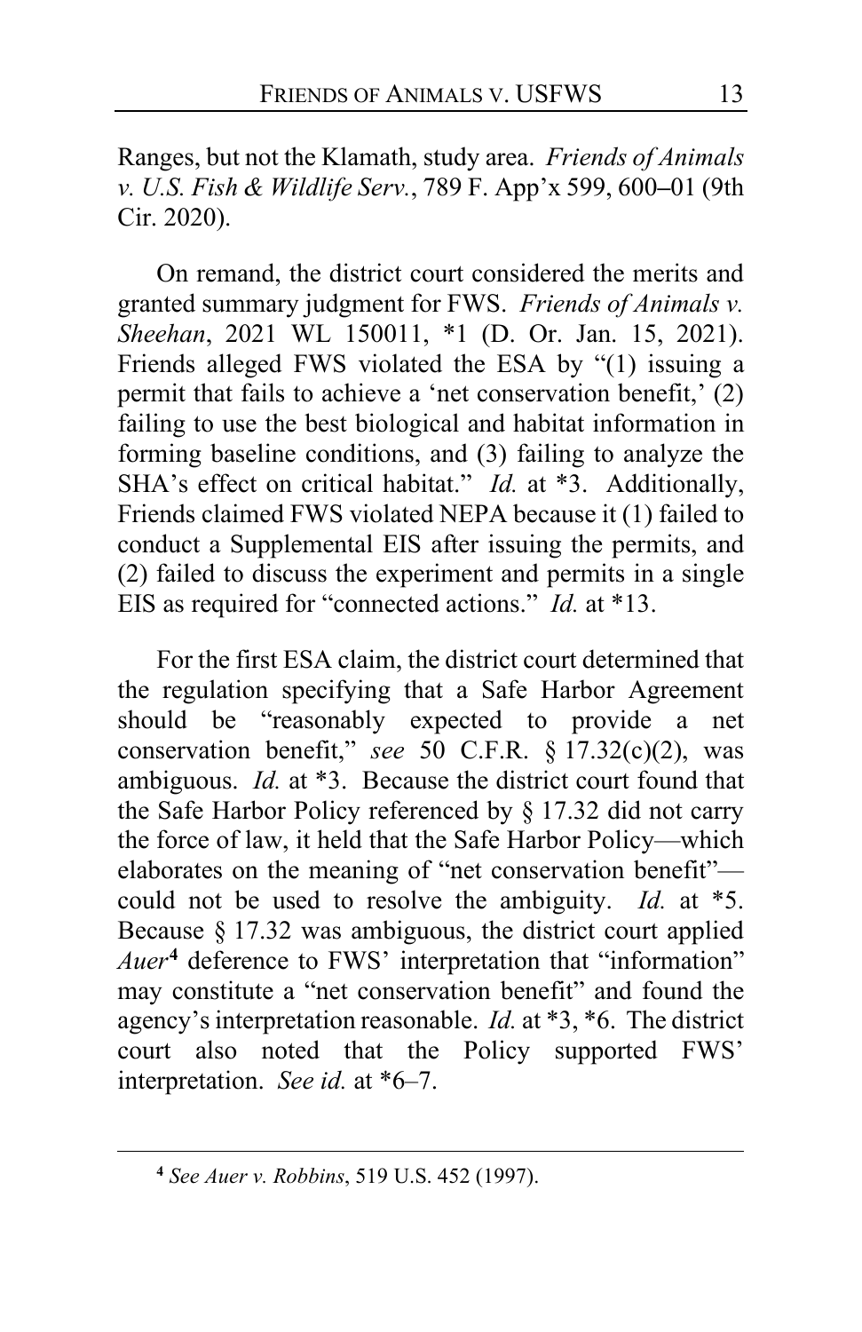Ranges, but not the Klamath, study area. *Friends of Animals v. U.S. Fish & Wildlife Serv.*, 789 F. App'x 599, 600–01 (9th Cir. 2020).

On remand, the district court considered the merits and granted summary judgment for FWS. *Friends of Animals v. Sheehan*, 2021 WL 150011, *1 (D. Or. Jan. 15, 2021). Friends alleged FWS violated the ESA by "(1) issuing a permit that fails to achieve a 'net conservation benefit,' (2) failing to use the best biological and habitat information in forming baseline conditions, and (3) failing to analyze the SHA's effect on critical habitat." *Id.* at *3. Additionally, Friends claimed FWS violated NEPA because it (1) failed to conduct a Supplemental EIS after issuing the permits, and (2) failed to discuss the experiment and permits in a single EIS as required for "connected actions." *Id.* at *13.

For the first ESA claim, the district court determined that the regulation specifying that a Safe Harbor Agreement should be "reasonably expected to provide a net conservation benefit," *see* 50 C.F.R. § 17.32(c)(2), was ambiguous. *Id.* at *3. Because the district court found that the Safe Harbor Policy referenced by § 17.32 did not carry the force of law, it held that the Safe Harbor Policy—which elaborates on the meaning of "net conservation benefit"—could not be used to resolve the ambiguity. *Id.* at *5. Because § 17.32 was ambiguous, the district court applied *Auer*[4] deference to FWS' interpretation that "information" may constitute a "net conservation benefit" and found the agency's interpretation reasonable. *Id.* at *3, *6. The district court also noted that the Policy supported FWS' interpretation. *See id.* at *6–7.

[4] *See Auer v. Robbins*, 519 U.S. 452 (1997).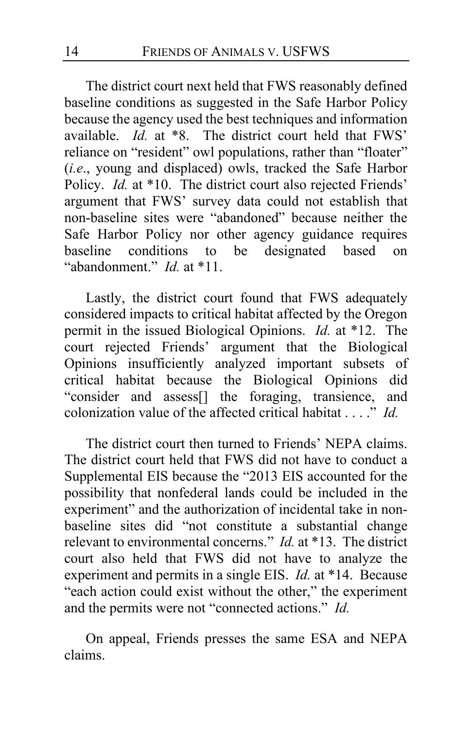The district court next held that FWS reasonably defined baseline conditions as suggested in the Safe Harbor Policy because the agency used the best techniques and information available. *Id.* at *8. The district court held that FWS' reliance on "resident" owl populations, rather than "floater" (*i.e.*, young and displaced) owls, tracked the Safe Harbor Policy. *Id.* at *10. The district court also rejected Friends' argument that FWS' survey data could not establish that non-baseline sites were "abandoned" because neither the Safe Harbor Policy nor other agency guidance requires baseline conditions to be designated based on "abandonment." *Id.* at *11.

Lastly, the district court found that FWS adequately considered impacts to critical habitat affected by the Oregon permit in the issued Biological Opinions. *Id.* at *12. The court rejected Friends' argument that the Biological Opinions insufficiently analyzed important subsets of critical habitat because the Biological Opinions did "consider and assess[] the foraging, transience, and colonization value of the affected critical habitat . . . ." *Id.*

The district court then turned to Friends' NEPA claims. The district court held that FWS did not have to conduct a Supplemental EIS because the "2013 EIS accounted for the possibility that nonfederal lands could be included in the experiment" and the authorization of incidental take in non-baseline sites did "not constitute a substantial change relevant to environmental concerns." *Id.* at *13. The district court also held that FWS did not have to analyze the experiment and permits in a single EIS. *Id.* at *14. Because "each action could exist without the other," the experiment and the permits were not "connected actions." *Id.*

On appeal, Friends presses the same ESA and NEPA claims.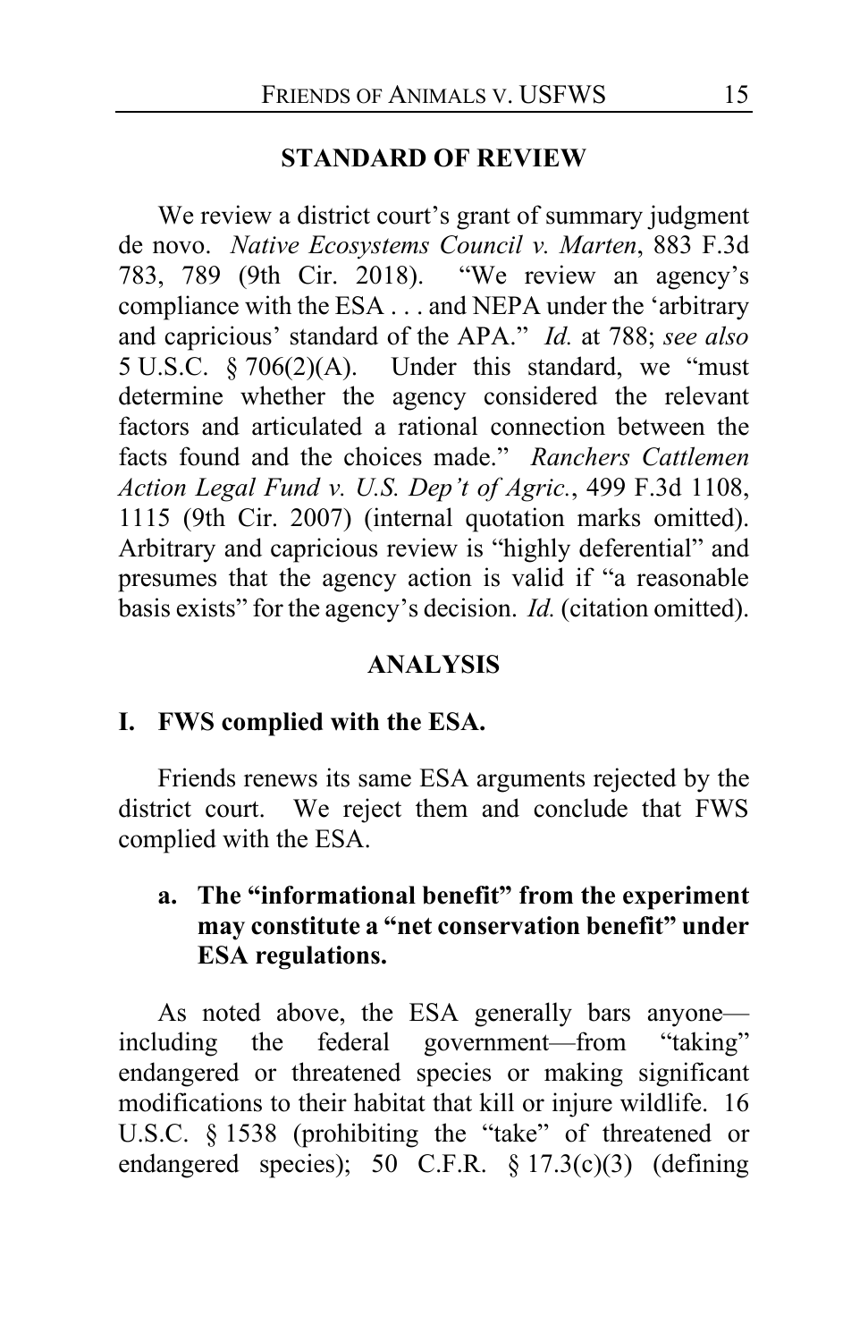## STANDARD OF REVIEW

We review a district court's grant of summary judgment de novo. *Native Ecosystems Council v. Marten*, 883 F.3d 783, 789 (9th Cir. 2018). "We review an agency's compliance with the ESA . . . and NEPA under the 'arbitrary and capricious' standard of the APA." *Id.* at 788; *see also* 5 U.S.C. § 706(2)(A). Under this standard, we "must determine whether the agency considered the relevant factors and articulated a rational connection between the facts found and the choices made." *Ranchers Cattlemen Action Legal Fund v. U.S. Dep't of Agric.*, 499 F.3d 1108, 1115 (9th Cir. 2007) (internal quotation marks omitted). Arbitrary and capricious review is "highly deferential" and presumes that the agency action is valid if "a reasonable basis exists" for the agency's decision. *Id.* (citation omitted).

## ANALYSIS

### I. FWS complied with the ESA.

Friends renews its same ESA arguments rejected by the district court. We reject them and conclude that FWS complied with the ESA.

#### a. The "informational benefit" from the experiment may constitute a "net conservation benefit" under ESA regulations.

As noted above, the ESA generally bars anyone—including the federal government—from "taking" endangered or threatened species or making significant modifications to their habitat that kill or injure wildlife. 16 U.S.C. § 1538 (prohibiting the "take" of threatened or endangered species); 50 C.F.R. § 17.3(c)(3) (defining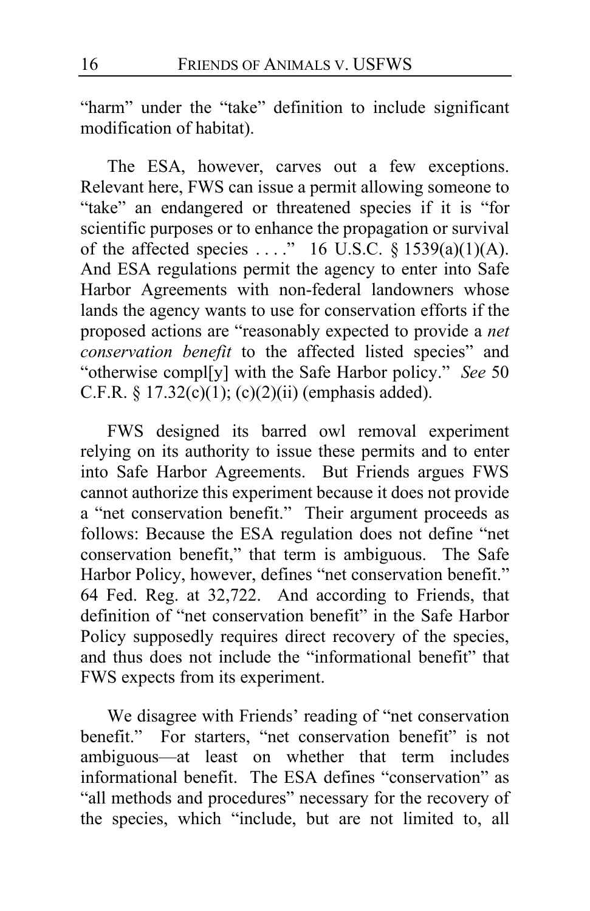"harm" under the "take" definition to include significant modification of habitat).

The ESA, however, carves out a few exceptions. Relevant here, FWS can issue a permit allowing someone to "take" an endangered or threatened species if it is "for scientific purposes or to enhance the propagation or survival of the affected species . . . ." 16 U.S.C. § 1539(a)(1)(A). And ESA regulations permit the agency to enter into Safe Harbor Agreements with non-federal landowners whose lands the agency wants to use for conservation efforts if the proposed actions are "reasonably expected to provide a *net conservation benefit* to the affected listed species" and "otherwise compl[y] with the Safe Harbor policy." *See* 50 C.F.R. § 17.32(c)(1); (c)(2)(ii) (emphasis added).

FWS designed its barred owl removal experiment relying on its authority to issue these permits and to enter into Safe Harbor Agreements. But Friends argues FWS cannot authorize this experiment because it does not provide a "net conservation benefit." Their argument proceeds as follows: Because the ESA regulation does not define "net conservation benefit," that term is ambiguous. The Safe Harbor Policy, however, defines "net conservation benefit." 64 Fed. Reg. at 32,722. And according to Friends, that definition of "net conservation benefit" in the Safe Harbor Policy supposedly requires direct recovery of the species, and thus does not include the "informational benefit" that FWS expects from its experiment.

We disagree with Friends' reading of "net conservation benefit." For starters, "net conservation benefit" is not ambiguous—at least on whether that term includes informational benefit. The ESA defines "conservation" as "all methods and procedures" necessary for the recovery of the species, which "include, but are not limited to, all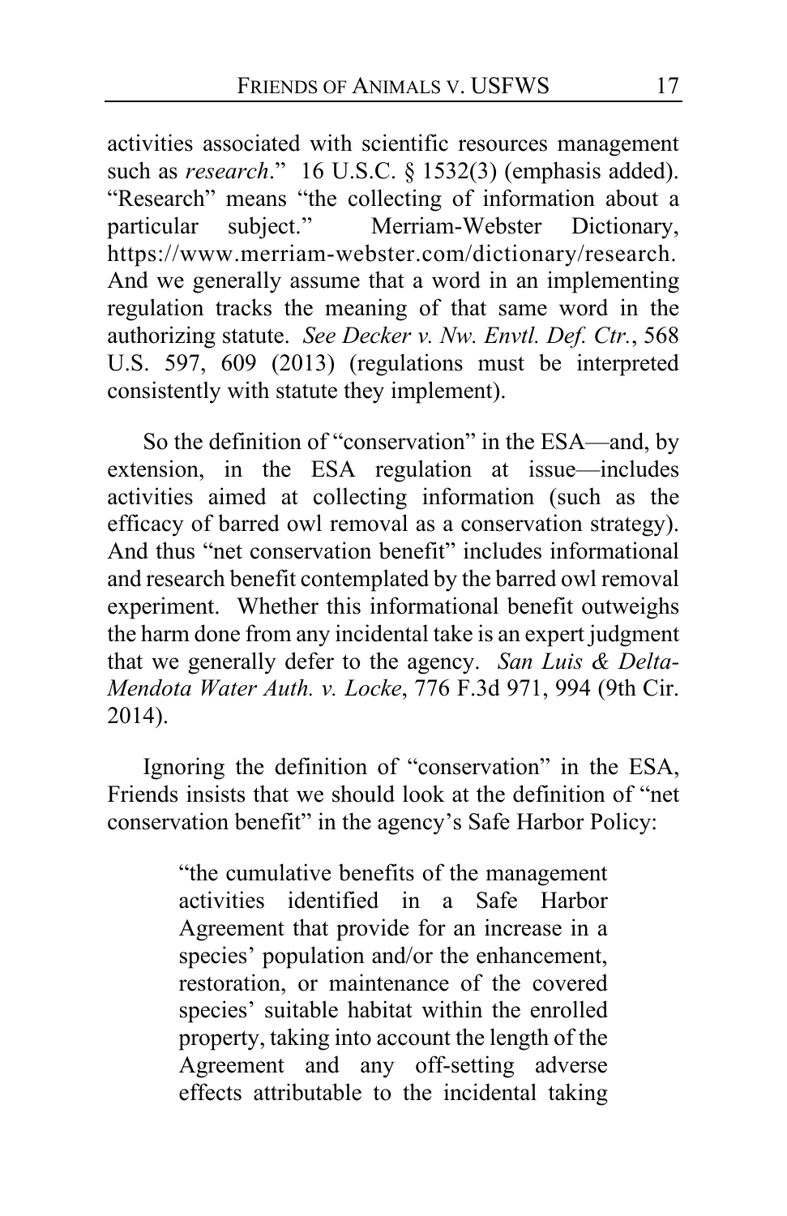activities associated with scientific resources management such as *research*." 16 U.S.C. § 1532(3) (emphasis added). "Research" means "the collecting of information about a particular subject." Merriam-Webster Dictionary, https://www.merriam-webster.com/dictionary/research. And we generally assume that a word in an implementing regulation tracks the meaning of that same word in the authorizing statute. *See Decker v. Nw. Envtl. Def. Ctr.*, 568 U.S. 597, 609 (2013) (regulations must be interpreted consistently with statute they implement).

So the definition of "conservation" in the ESA—and, by extension, in the ESA regulation at issue—includes activities aimed at collecting information (such as the efficacy of barred owl removal as a conservation strategy). And thus "net conservation benefit" includes informational and research benefit contemplated by the barred owl removal experiment. Whether this informational benefit outweighs the harm done from any incidental take is an expert judgment that we generally defer to the agency. *San Luis & Delta-Mendota Water Auth. v. Locke*, 776 F.3d 971, 994 (9th Cir. 2014).

Ignoring the definition of "conservation" in the ESA, Friends insists that we should look at the definition of "net conservation benefit" in the agency's Safe Harbor Policy:

> "the cumulative benefits of the management activities identified in a Safe Harbor Agreement that provide for an increase in a species' population and/or the enhancement, restoration, or maintenance of the covered species' suitable habitat within the enrolled property, taking into account the length of the Agreement and any off-setting adverse effects attributable to the incidental taking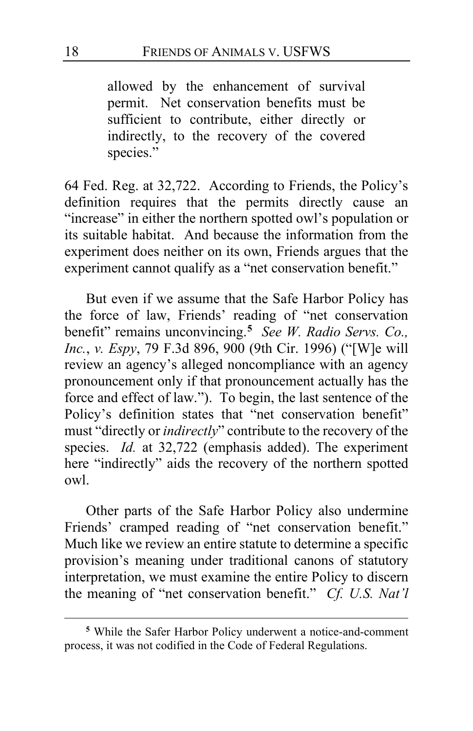> allowed by the enhancement of survival permit. Net conservation benefits must be sufficient to contribute, either directly or indirectly, to the recovery of the covered species."

64 Fed. Reg. at 32,722. According to Friends, the Policy's definition requires that the permits directly cause an "increase" in either the northern spotted owl's population or its suitable habitat. And because the information from the experiment does neither on its own, Friends argues that the experiment cannot qualify as a "net conservation benefit."

But even if we assume that the Safe Harbor Policy has the force of law, Friends' reading of "net conservation benefit" remains unconvincing.[5] *See W. Radio Servs. Co., Inc.*, *v. Espy*, 79 F.3d 896, 900 (9th Cir. 1996) ("[W]e will review an agency's alleged noncompliance with an agency pronouncement only if that pronouncement actually has the force and effect of law."). To begin, the last sentence of the Policy's definition states that "net conservation benefit" must "directly or *indirectly*" contribute to the recovery of the species. *Id.* at 32,722 (emphasis added). The experiment here "indirectly" aids the recovery of the northern spotted owl.

Other parts of the Safe Harbor Policy also undermine Friends' cramped reading of "net conservation benefit." Much like we review an entire statute to determine a specific provision's meaning under traditional canons of statutory interpretation, we must examine the entire Policy to discern the meaning of "net conservation benefit." *Cf. U.S. Nat'l*

---

[5] While the Safer Harbor Policy underwent a notice-and-comment process, it was not codified in the Code of Federal Regulations.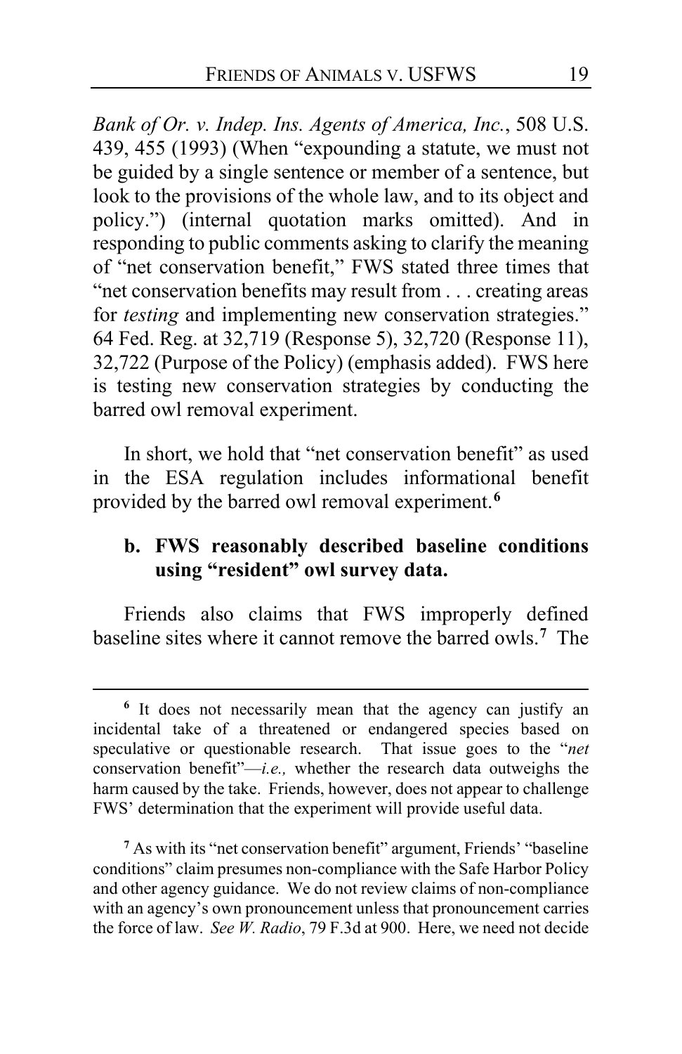*Bank of Or. v. Indep. Ins. Agents of America, Inc.*, 508 U.S. 439, 455 (1993) (When "expounding a statute, we must not be guided by a single sentence or member of a sentence, but look to the provisions of the whole law, and to its object and policy.") (internal quotation marks omitted). And in responding to public comments asking to clarify the meaning of "net conservation benefit," FWS stated three times that "net conservation benefits may result from . . . creating areas for *testing* and implementing new conservation strategies." 64 Fed. Reg. at 32,719 (Response 5), 32,720 (Response 11), 32,722 (Purpose of the Policy) (emphasis added). FWS here is testing new conservation strategies by conducting the barred owl removal experiment.

In short, we hold that "net conservation benefit" as used in the ESA regulation includes informational benefit provided by the barred owl removal experiment.[6]

**b. FWS reasonably described baseline conditions using "resident" owl survey data.**

Friends also claims that FWS improperly defined baseline sites where it cannot remove the barred owls.[7] The

---

[6] It does not necessarily mean that the agency can justify an incidental take of a threatened or endangered species based on speculative or questionable research. That issue goes to the "*net* conservation benefit"—*i.e.,* whether the research data outweighs the harm caused by the take. Friends, however, does not appear to challenge FWS' determination that the experiment will provide useful data.

[7] As with its "net conservation benefit" argument, Friends' "baseline conditions" claim presumes non-compliance with the Safe Harbor Policy and other agency guidance. We do not review claims of non-compliance with an agency's own pronouncement unless that pronouncement carries the force of law. *See W. Radio*, 79 F.3d at 900. Here, we need not decide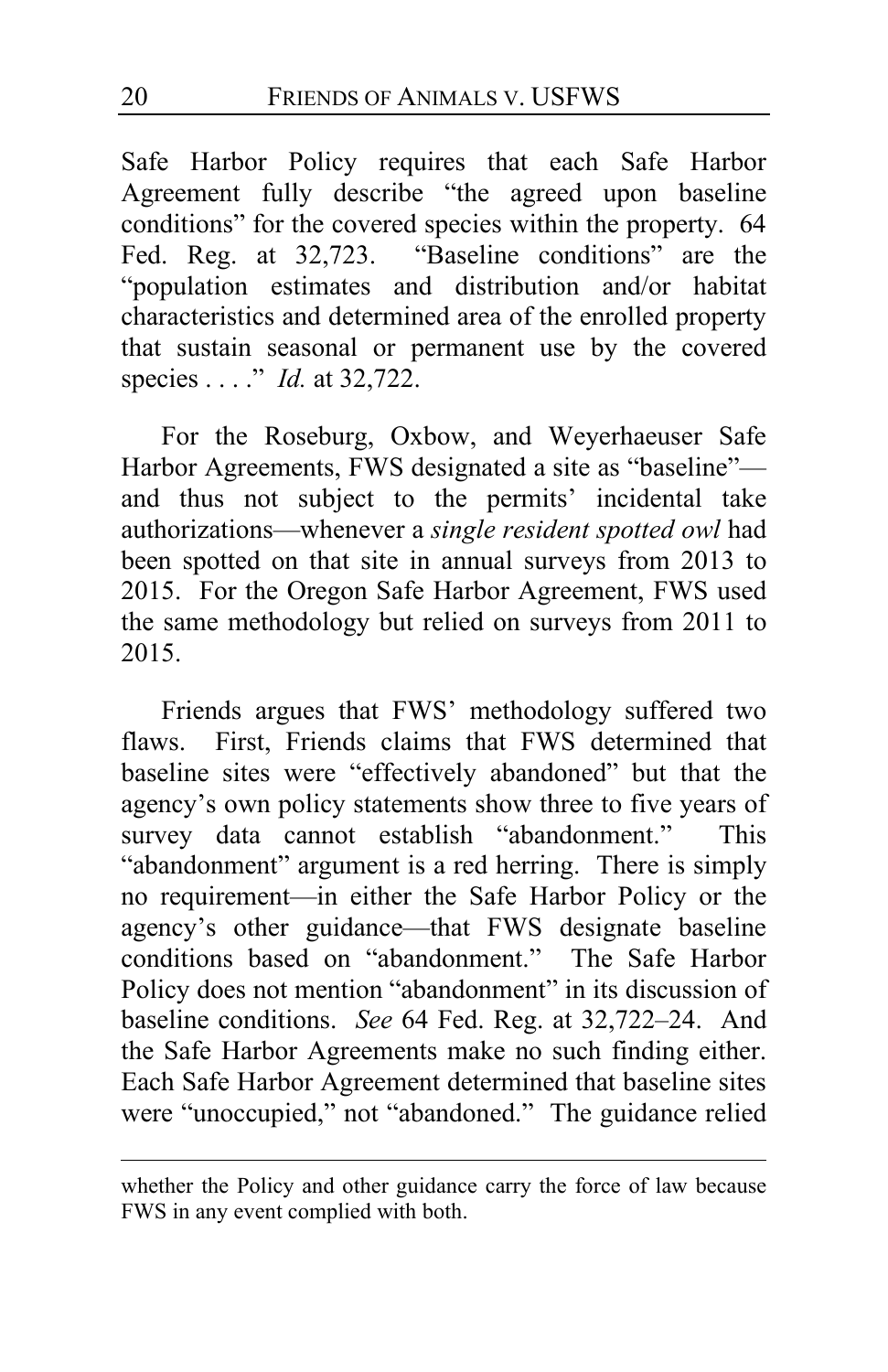Safe Harbor Policy requires that each Safe Harbor Agreement fully describe "the agreed upon baseline conditions" for the covered species within the property. 64 Fed. Reg. at 32,723. "Baseline conditions" are the "population estimates and distribution and/or habitat characteristics and determined area of the enrolled property that sustain seasonal or permanent use by the covered species . . . ." *Id.* at 32,722.

For the Roseburg, Oxbow, and Weyerhaeuser Safe Harbor Agreements, FWS designated a site as "baseline"—and thus not subject to the permits' incidental take authorizations—whenever a *single resident spotted owl* had been spotted on that site in annual surveys from 2013 to 2015. For the Oregon Safe Harbor Agreement, FWS used the same methodology but relied on surveys from 2011 to 2015.

Friends argues that FWS' methodology suffered two flaws. First, Friends claims that FWS determined that baseline sites were "effectively abandoned" but that the agency's own policy statements show three to five years of survey data cannot establish "abandonment." This "abandonment" argument is a red herring. There is simply no requirement—in either the Safe Harbor Policy or the agency's other guidance—that FWS designate baseline conditions based on "abandonment." The Safe Harbor Policy does not mention "abandonment" in its discussion of baseline conditions. *See* 64 Fed. Reg. at 32,722–24. And the Safe Harbor Agreements make no such finding either. Each Safe Harbor Agreement determined that baseline sites were "unoccupied," not "abandoned." The guidance relied

---

whether the Policy and other guidance carry the force of law because FWS in any event complied with both.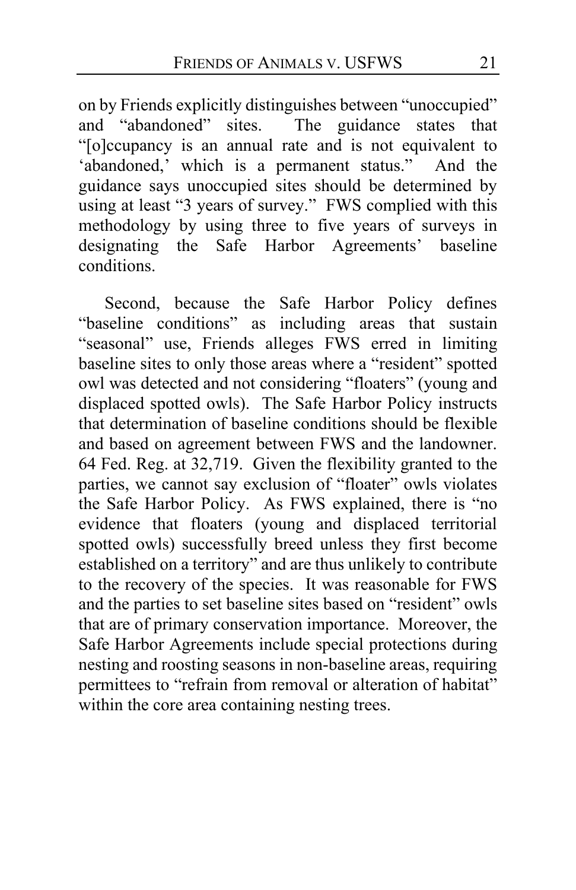on by Friends explicitly distinguishes between "unoccupied" and "abandoned" sites. The guidance states that "[o]ccupancy is an annual rate and is not equivalent to 'abandoned,' which is a permanent status." And the guidance says unoccupied sites should be determined by using at least "3 years of survey." FWS complied with this methodology by using three to five years of surveys in designating the Safe Harbor Agreements' baseline conditions.

Second, because the Safe Harbor Policy defines "baseline conditions" as including areas that sustain "seasonal" use, Friends alleges FWS erred in limiting baseline sites to only those areas where a "resident" spotted owl was detected and not considering "floaters" (young and displaced spotted owls). The Safe Harbor Policy instructs that determination of baseline conditions should be flexible and based on agreement between FWS and the landowner. 64 Fed. Reg. at 32,719. Given the flexibility granted to the parties, we cannot say exclusion of "floater" owls violates the Safe Harbor Policy. As FWS explained, there is "no evidence that floaters (young and displaced territorial spotted owls) successfully breed unless they first become established on a territory" and are thus unlikely to contribute to the recovery of the species. It was reasonable for FWS and the parties to set baseline sites based on "resident" owls that are of primary conservation importance. Moreover, the Safe Harbor Agreements include special protections during nesting and roosting seasons in non-baseline areas, requiring permittees to "refrain from removal or alteration of habitat" within the core area containing nesting trees.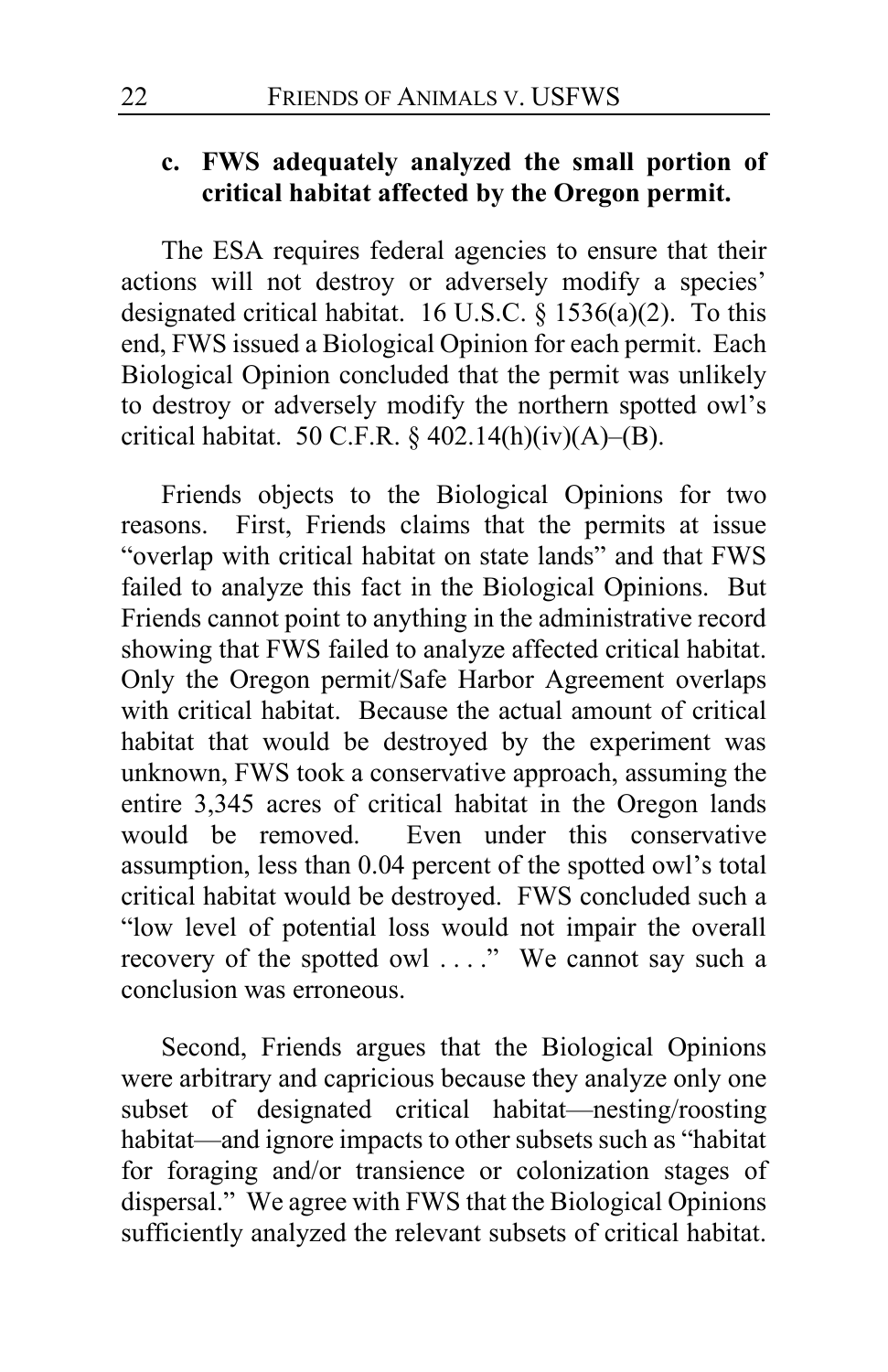### c. FWS adequately analyzed the small portion of critical habitat affected by the Oregon permit.

The ESA requires federal agencies to ensure that their actions will not destroy or adversely modify a species' designated critical habitat. 16 U.S.C. § 1536(a)(2). To this end, FWS issued a Biological Opinion for each permit. Each Biological Opinion concluded that the permit was unlikely to destroy or adversely modify the northern spotted owl's critical habitat. 50 C.F.R. § 402.14(h)(iv)(A)–(B).

Friends objects to the Biological Opinions for two reasons. First, Friends claims that the permits at issue "overlap with critical habitat on state lands" and that FWS failed to analyze this fact in the Biological Opinions. But Friends cannot point to anything in the administrative record showing that FWS failed to analyze affected critical habitat. Only the Oregon permit/Safe Harbor Agreement overlaps with critical habitat. Because the actual amount of critical habitat that would be destroyed by the experiment was unknown, FWS took a conservative approach, assuming the entire 3,345 acres of critical habitat in the Oregon lands would be removed. Even under this conservative assumption, less than 0.04 percent of the spotted owl's total critical habitat would be destroyed. FWS concluded such a "low level of potential loss would not impair the overall recovery of the spotted owl . . . ." We cannot say such a conclusion was erroneous.

Second, Friends argues that the Biological Opinions were arbitrary and capricious because they analyze only one subset of designated critical habitat—nesting/roosting habitat—and ignore impacts to other subsets such as "habitat for foraging and/or transience or colonization stages of dispersal." We agree with FWS that the Biological Opinions sufficiently analyzed the relevant subsets of critical habitat.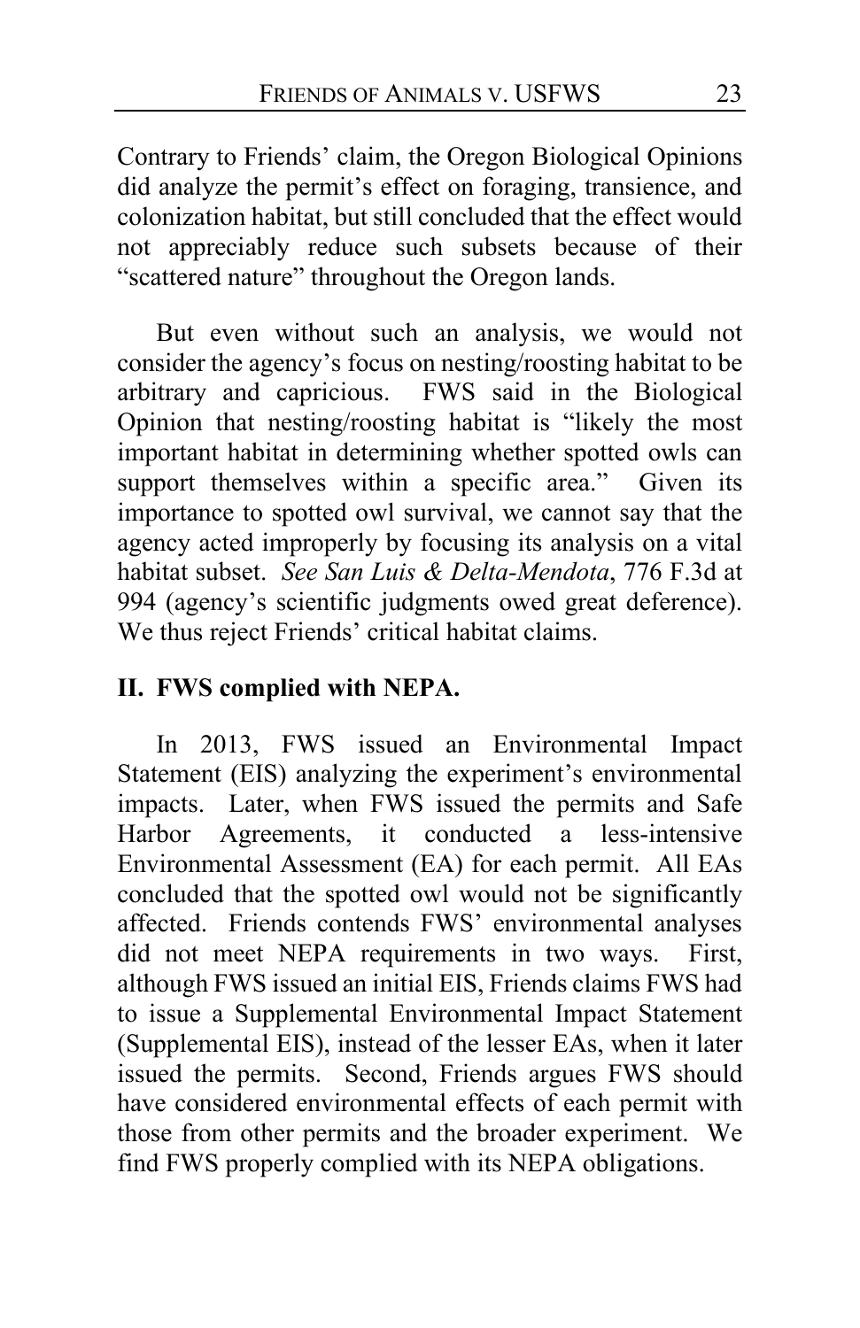Contrary to Friends' claim, the Oregon Biological Opinions did analyze the permit's effect on foraging, transience, and colonization habitat, but still concluded that the effect would not appreciably reduce such subsets because of their "scattered nature" throughout the Oregon lands.

But even without such an analysis, we would not consider the agency's focus on nesting/roosting habitat to be arbitrary and capricious. FWS said in the Biological Opinion that nesting/roosting habitat is "likely the most important habitat in determining whether spotted owls can support themselves within a specific area." Given its importance to spotted owl survival, we cannot say that the agency acted improperly by focusing its analysis on a vital habitat subset. *See San Luis & Delta-Mendota*, 776 F.3d at 994 (agency's scientific judgments owed great deference). We thus reject Friends' critical habitat claims.

## II. FWS complied with NEPA.

In 2013, FWS issued an Environmental Impact Statement (EIS) analyzing the experiment's environmental impacts. Later, when FWS issued the permits and Safe Harbor Agreements, it conducted a less-intensive Environmental Assessment (EA) for each permit. All EAs concluded that the spotted owl would not be significantly affected. Friends contends FWS' environmental analyses did not meet NEPA requirements in two ways. First, although FWS issued an initial EIS, Friends claims FWS had to issue a Supplemental Environmental Impact Statement (Supplemental EIS), instead of the lesser EAs, when it later issued the permits. Second, Friends argues FWS should have considered environmental effects of each permit with those from other permits and the broader experiment. We find FWS properly complied with its NEPA obligations.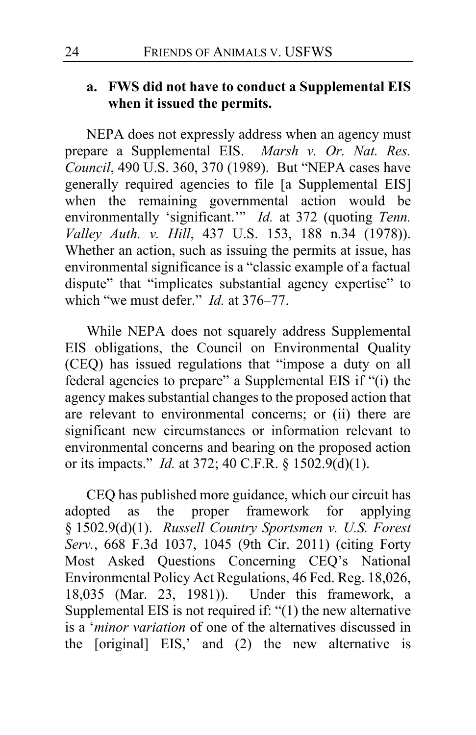### a. FWS did not have to conduct a Supplemental EIS when it issued the permits.

NEPA does not expressly address when an agency must prepare a Supplemental EIS. *Marsh v. Or. Nat. Res. Council*, 490 U.S. 360, 370 (1989). But "NEPA cases have generally required agencies to file [a Supplemental EIS] when the remaining governmental action would be environmentally 'significant.'" *Id.* at 372 (quoting *Tenn. Valley Auth. v. Hill*, 437 U.S. 153, 188 n.34 (1978)). Whether an action, such as issuing the permits at issue, has environmental significance is a "classic example of a factual dispute" that "implicates substantial agency expertise" to which "we must defer." *Id.* at 376–77.

While NEPA does not squarely address Supplemental EIS obligations, the Council on Environmental Quality (CEQ) has issued regulations that "impose a duty on all federal agencies to prepare" a Supplemental EIS if "(i) the agency makes substantial changes to the proposed action that are relevant to environmental concerns; or (ii) there are significant new circumstances or information relevant to environmental concerns and bearing on the proposed action or its impacts." *Id.* at 372; 40 C.F.R. § 1502.9(d)(1).

CEQ has published more guidance, which our circuit has adopted as the proper framework for applying § 1502.9(d)(1). *Russell Country Sportsmen v. U.S. Forest Serv.*, 668 F.3d 1037, 1045 (9th Cir. 2011) (citing Forty Most Asked Questions Concerning CEQ's National Environmental Policy Act Regulations, 46 Fed. Reg. 18,026, 18,035 (Mar. 23, 1981)). Under this framework, a Supplemental EIS is not required if: "(1) the new alternative is a '*minor variation* of one of the alternatives discussed in the [original] EIS,' and (2) the new alternative is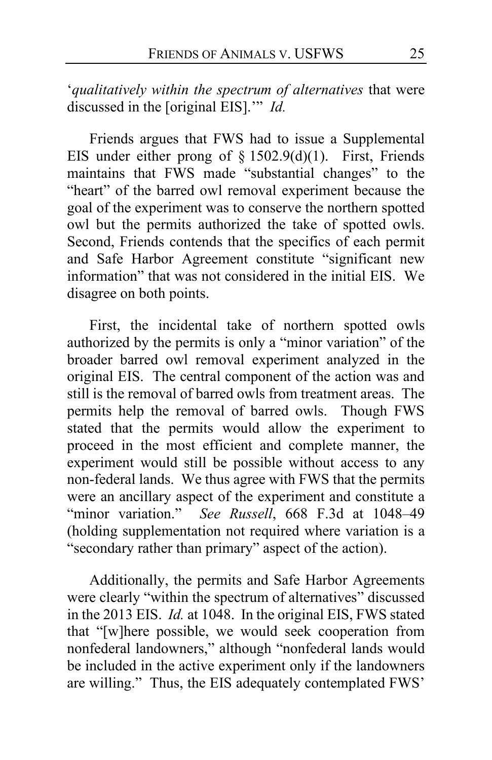'*qualitatively within the spectrum of alternatives* that were discussed in the [original EIS].'" *Id.*

Friends argues that FWS had to issue a Supplemental EIS under either prong of § 1502.9(d)(1). First, Friends maintains that FWS made "substantial changes" to the "heart" of the barred owl removal experiment because the goal of the experiment was to conserve the northern spotted owl but the permits authorized the take of spotted owls. Second, Friends contends that the specifics of each permit and Safe Harbor Agreement constitute "significant new information" that was not considered in the initial EIS. We disagree on both points.

First, the incidental take of northern spotted owls authorized by the permits is only a "minor variation" of the broader barred owl removal experiment analyzed in the original EIS. The central component of the action was and still is the removal of barred owls from treatment areas. The permits help the removal of barred owls. Though FWS stated that the permits would allow the experiment to proceed in the most efficient and complete manner, the experiment would still be possible without access to any non-federal lands. We thus agree with FWS that the permits were an ancillary aspect of the experiment and constitute a "minor variation." *See Russell*, 668 F.3d at 1048–49 (holding supplementation not required where variation is a "secondary rather than primary" aspect of the action).

Additionally, the permits and Safe Harbor Agreements were clearly "within the spectrum of alternatives" discussed in the 2013 EIS. *Id.* at 1048. In the original EIS, FWS stated that "[w]here possible, we would seek cooperation from nonfederal landowners," although "nonfederal lands would be included in the active experiment only if the landowners are willing." Thus, the EIS adequately contemplated FWS'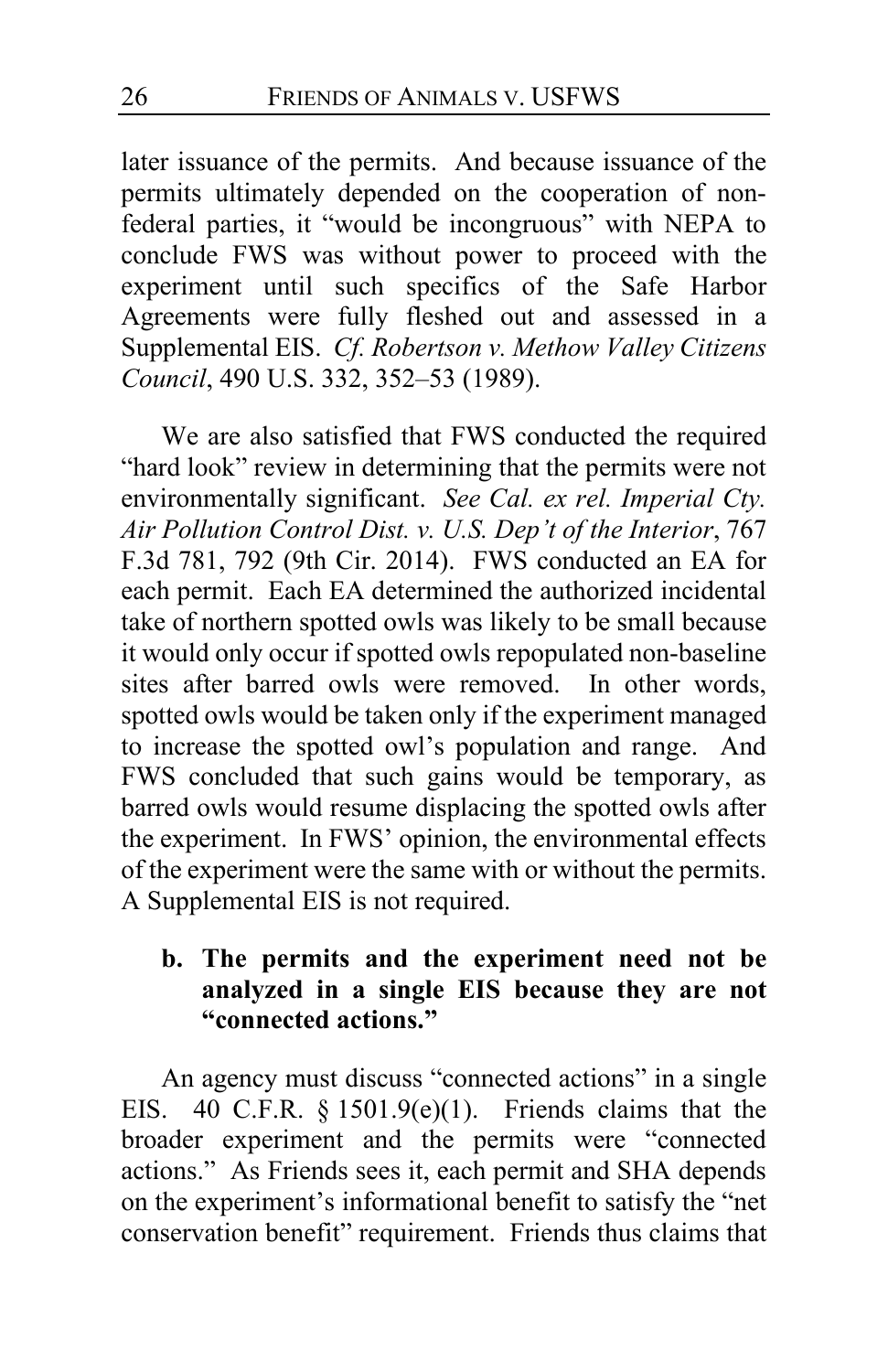later issuance of the permits. And because issuance of the permits ultimately depended on the cooperation of non-federal parties, it "would be incongruous" with NEPA to conclude FWS was without power to proceed with the experiment until such specifics of the Safe Harbor Agreements were fully fleshed out and assessed in a Supplemental EIS. *Cf. Robertson v. Methow Valley Citizens Council*, 490 U.S. 332, 352–53 (1989).

We are also satisfied that FWS conducted the required "hard look" review in determining that the permits were not environmentally significant. *See Cal. ex rel. Imperial Cty. Air Pollution Control Dist. v. U.S. Dep't of the Interior*, 767 F.3d 781, 792 (9th Cir. 2014). FWS conducted an EA for each permit. Each EA determined the authorized incidental take of northern spotted owls was likely to be small because it would only occur if spotted owls repopulated non-baseline sites after barred owls were removed. In other words, spotted owls would be taken only if the experiment managed to increase the spotted owl's population and range. And FWS concluded that such gains would be temporary, as barred owls would resume displacing the spotted owls after the experiment. In FWS' opinion, the environmental effects of the experiment were the same with or without the permits. A Supplemental EIS is not required.

**b. The permits and the experiment need not be analyzed in a single EIS because they are not "connected actions."**

An agency must discuss "connected actions" in a single EIS. 40 C.F.R. § 1501.9(e)(1). Friends claims that the broader experiment and the permits were "connected actions." As Friends sees it, each permit and SHA depends on the experiment's informational benefit to satisfy the "net conservation benefit" requirement. Friends thus claims that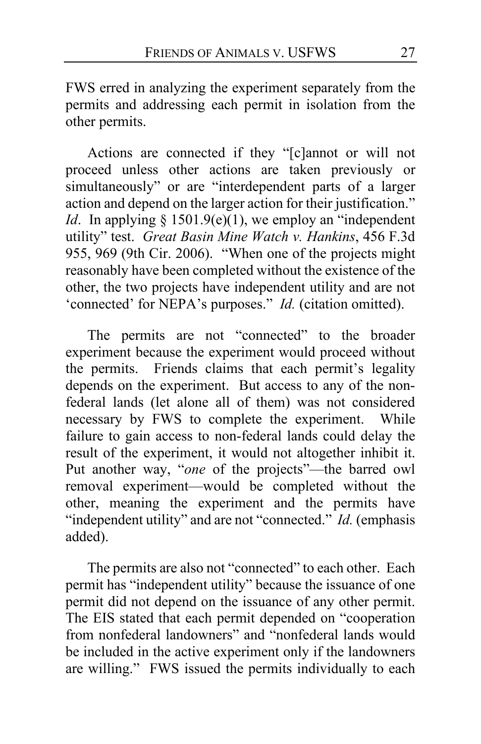FWS erred in analyzing the experiment separately from the permits and addressing each permit in isolation from the other permits.

Actions are connected if they "[c]annot or will not proceed unless other actions are taken previously or simultaneously" or are "interdependent parts of a larger action and depend on the larger action for their justification." *Id*. In applying § 1501.9(e)(1), we employ an "independent utility" test. *Great Basin Mine Watch v. Hankins*, 456 F.3d 955, 969 (9th Cir. 2006). "When one of the projects might reasonably have been completed without the existence of the other, the two projects have independent utility and are not 'connected' for NEPA's purposes." *Id.* (citation omitted).

The permits are not "connected" to the broader experiment because the experiment would proceed without the permits. Friends claims that each permit's legality depends on the experiment. But access to any of the non-federal lands (let alone all of them) was not considered necessary by FWS to complete the experiment. While failure to gain access to non-federal lands could delay the result of the experiment, it would not altogether inhibit it. Put another way, "*one* of the projects"—the barred owl removal experiment—would be completed without the other, meaning the experiment and the permits have "independent utility" and are not "connected." *Id.* (emphasis added).

The permits are also not "connected" to each other. Each permit has "independent utility" because the issuance of one permit did not depend on the issuance of any other permit. The EIS stated that each permit depended on "cooperation from nonfederal landowners" and "nonfederal lands would be included in the active experiment only if the landowners are willing." FWS issued the permits individually to each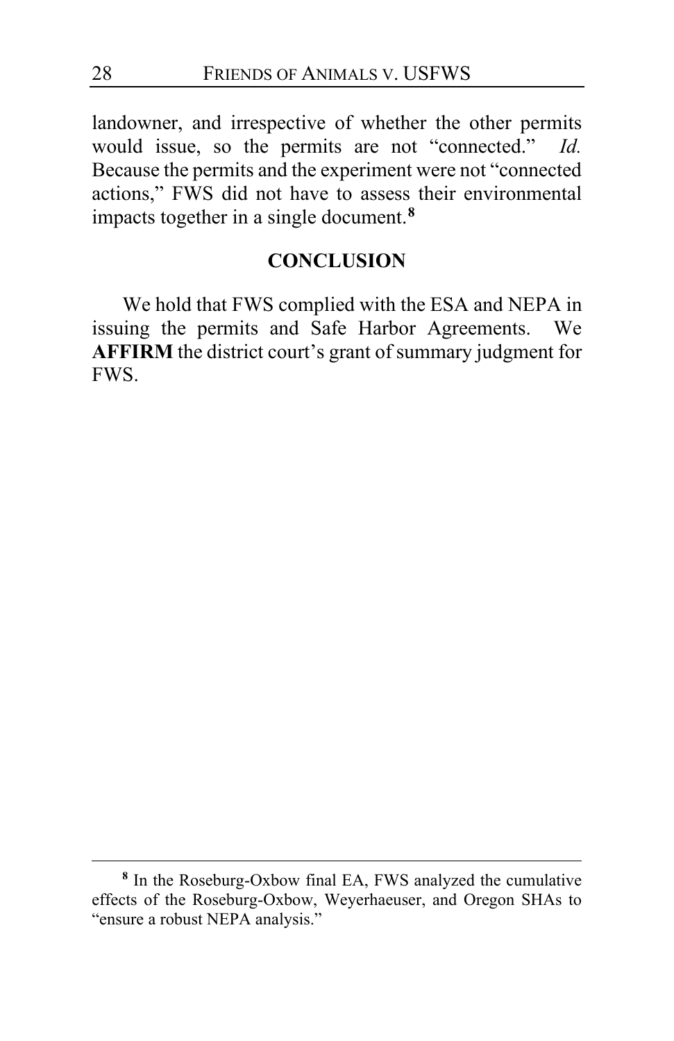landowner, and irrespective of whether the other permits would issue, so the permits are not "connected." *Id.* Because the permits and the experiment were not "connected actions," FWS did not have to assess their environmental impacts together in a single document.[8]

## CONCLUSION

We hold that FWS complied with the ESA and NEPA in issuing the permits and Safe Harbor Agreements. We **AFFIRM** the district court's grant of summary judgment for FWS.

---

[8] In the Roseburg-Oxbow final EA, FWS analyzed the cumulative effects of the Roseburg-Oxbow, Weyerhaeuser, and Oregon SHAs to "ensure a robust NEPA analysis."